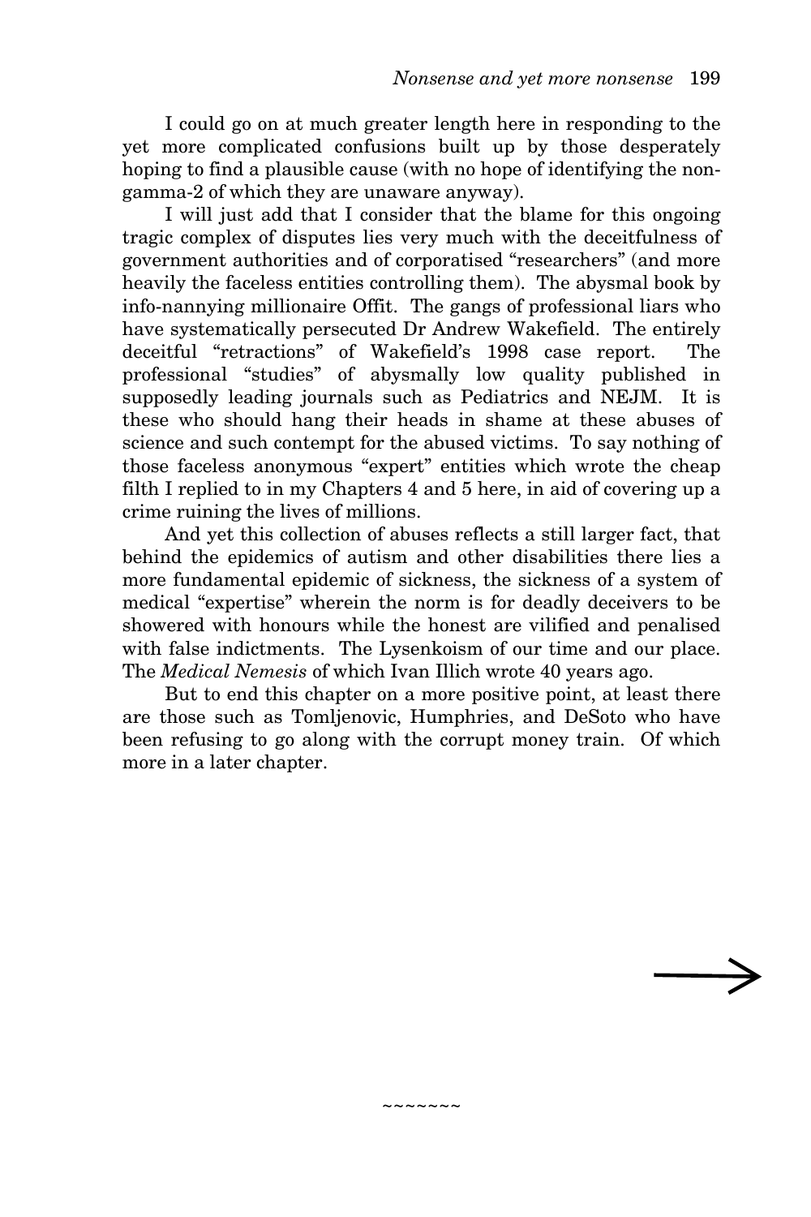I could go on at much greater length here in responding to the yet more complicated confusions built up by those desperately hoping to find a plausible cause (with no hope of identifying the non-gamma-2 of which they are unaware anyway).

I will just add that I consider that the blame for this ongoing tragic complex of disputes lies very much with the deceitfulness of government authorities and of corporatised "researchers" (and more heavily the faceless entities controlling them). The abysmal book by info-nannying millionaire Offit. The gangs of professional liars who have systematically persecuted Dr Andrew Wakefield. The entirely deceitful "retractions" of Wakefield's 1998 case report. The professional "studies" of abysmally low quality published in supposedly leading journals such as Pediatrics and NEJM. It is these who should hang their heads in shame at these abuses of science and such contempt for the abused victims. To say nothing of those faceless anonymous "expert" entities which wrote the cheap filth I replied to in my Chapters 4 and 5 here, in aid of covering up a crime ruining the lives of millions.

And yet this collection of abuses reflects a still larger fact, that behind the epidemics of autism and other disabilities there lies a more fundamental epidemic of sickness, the sickness of a system of medical "expertise" wherein the norm is for deadly deceivers to be showered with honours while the honest are vilified and penalised with false indictments. The Lysenkoism of our time and our place. The *Medical Nemesis* of which Ivan Illich wrote 40 years ago.

But to end this chapter on a more positive point, at least there are those such as Tomljenovic, Humphries, and DeSoto who have been refusing to go along with the corrupt money train. Of which more in a later chapter.

⟶

~~~~~~~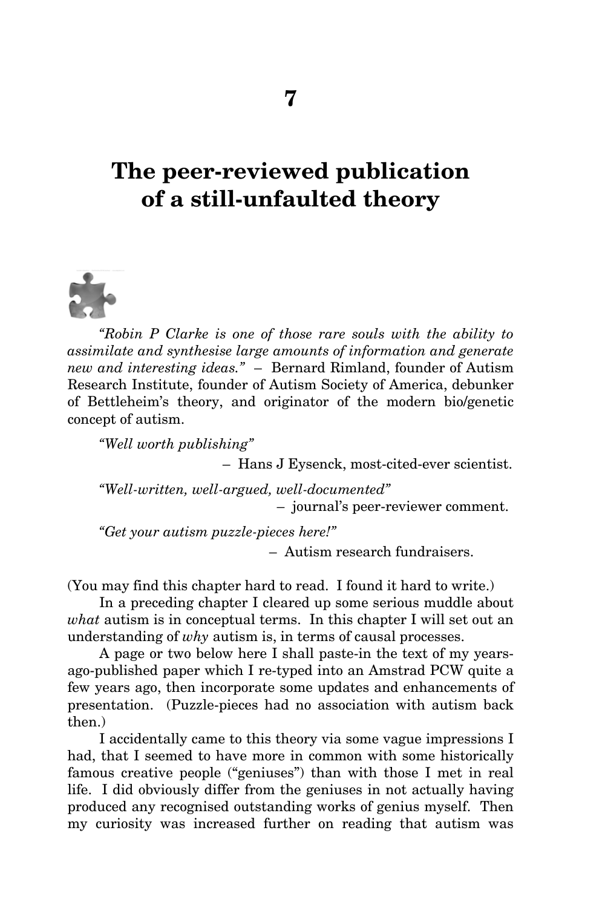# 7

# The peer-reviewed publication of a still-unfaulted theory

*"Robin P Clarke is one of those rare souls with the ability to assimilate and synthesise large amounts of information and generate new and interesting ideas."* – Bernard Rimland, founder of Autism Research Institute, founder of Autism Society of America, debunker of Bettleheim's theory, and originator of the modern bio/genetic concept of autism.

*"Well worth publishing"*

– Hans J Eysenck, most-cited-ever scientist.

*"Well-written, well-argued, well-documented"*

– journal's peer-reviewer comment.

*"Get your autism puzzle-pieces here!"*

– Autism research fundraisers.

(You may find this chapter hard to read. I found it hard to write.)

In a preceding chapter I cleared up some serious muddle about *what* autism is in conceptual terms. In this chapter I will set out an understanding of *why* autism is, in terms of causal processes.

A page or two below here I shall paste-in the text of my years-ago-published paper which I re-typed into an Amstrad PCW quite a few years ago, then incorporate some updates and enhancements of presentation. (Puzzle-pieces had no association with autism back then.)

I accidentally came to this theory via some vague impressions I had, that I seemed to have more in common with some historically famous creative people ("geniuses") than with those I met in real life. I did obviously differ from the geniuses in not actually having produced any recognised outstanding works of genius myself. Then my curiosity was increased further on reading that autism was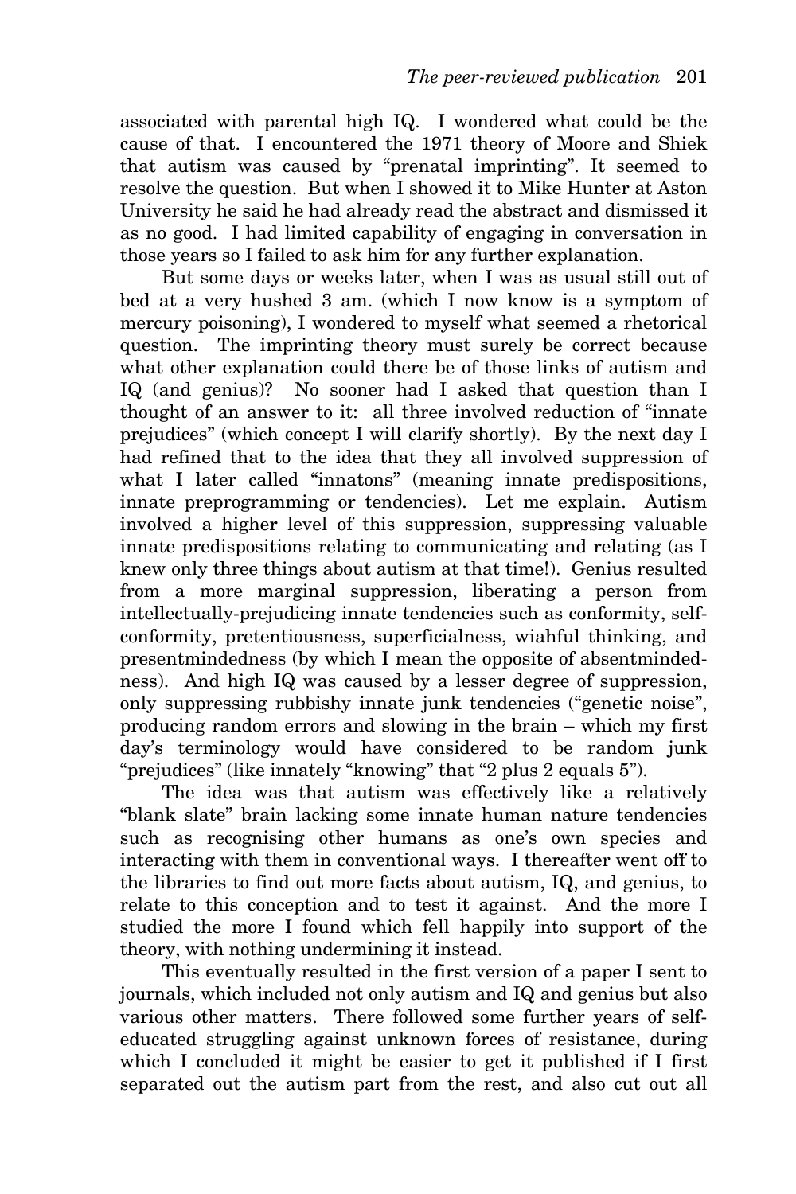associated with parental high IQ. I wondered what could be the cause of that. I encountered the 1971 theory of Moore and Shiek that autism was caused by "prenatal imprinting". It seemed to resolve the question. But when I showed it to Mike Hunter at Aston University he said he had already read the abstract and dismissed it as no good. I had limited capability of engaging in conversation in those years so I failed to ask him for any further explanation.

But some days or weeks later, when I was as usual still out of bed at a very hushed 3 am. (which I now know is a symptom of mercury poisoning), I wondered to myself what seemed a rhetorical question. The imprinting theory must surely be correct because what other explanation could there be of those links of autism and IQ (and genius)? No sooner had I asked that question than I thought of an answer to it: all three involved reduction of "innate prejudices" (which concept I will clarify shortly). By the next day I had refined that to the idea that they all involved suppression of what I later called "innatons" (meaning innate predispositions, innate preprogramming or tendencies). Let me explain. Autism involved a higher level of this suppression, suppressing valuable innate predispositions relating to communicating and relating (as I knew only three things about autism at that time!). Genius resulted from a more marginal suppression, liberating a person from intellectually-prejudicing innate tendencies such as conformity, self-conformity, pretentiousness, superficialness, wiahful thinking, and presentmindedness (by which I mean the opposite of absentmindedness). And high IQ was caused by a lesser degree of suppression, only suppressing rubbishy innate junk tendencies ("genetic noise", producing random errors and slowing in the brain – which my first day's terminology would have considered to be random junk "prejudices" (like innately "knowing" that "2 plus 2 equals 5").

The idea was that autism was effectively like a relatively "blank slate" brain lacking some innate human nature tendencies such as recognising other humans as one's own species and interacting with them in conventional ways. I thereafter went off to the libraries to find out more facts about autism, IQ, and genius, to relate to this conception and to test it against. And the more I studied the more I found which fell happily into support of the theory, with nothing undermining it instead.

This eventually resulted in the first version of a paper I sent to journals, which included not only autism and IQ and genius but also various other matters. There followed some further years of self-educated struggling against unknown forces of resistance, during which I concluded it might be easier to get it published if I first separated out the autism part from the rest, and also cut out all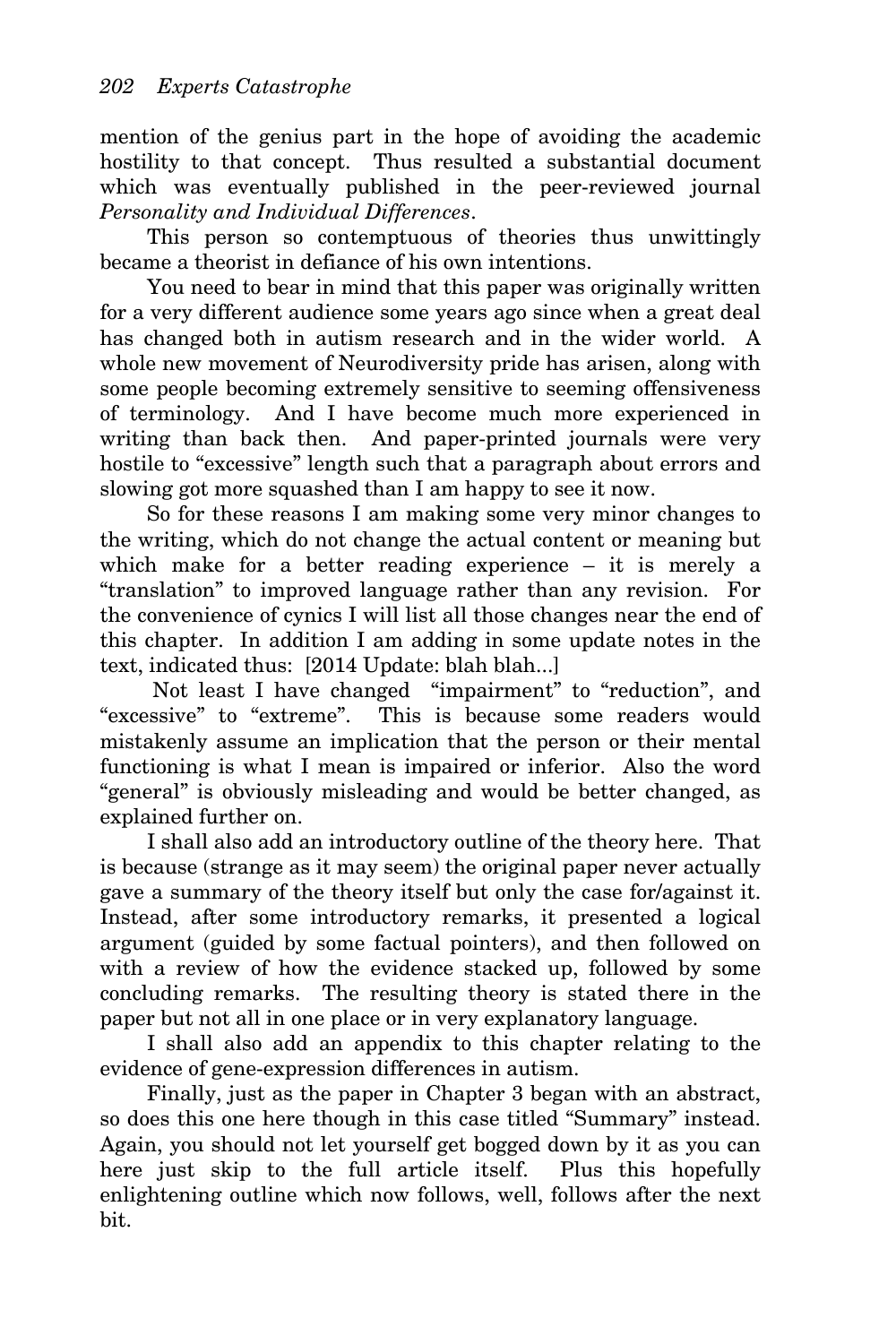mention of the genius part in the hope of avoiding the academic hostility to that concept. Thus resulted a substantial document which was eventually published in the peer-reviewed journal *Personality and Individual Differences*.

This person so contemptuous of theories thus unwittingly became a theorist in defiance of his own intentions.

You need to bear in mind that this paper was originally written for a very different audience some years ago since when a great deal has changed both in autism research and in the wider world. A whole new movement of Neurodiversity pride has arisen, along with some people becoming extremely sensitive to seeming offensiveness of terminology. And I have become much more experienced in writing than back then. And paper-printed journals were very hostile to "excessive" length such that a paragraph about errors and slowing got more squashed than I am happy to see it now.

So for these reasons I am making some very minor changes to the writing, which do not change the actual content or meaning but which make for a better reading experience – it is merely a "translation" to improved language rather than any revision. For the convenience of cynics I will list all those changes near the end of this chapter. In addition I am adding in some update notes in the text, indicated thus: [2014 Update: blah blah...]

Not least I have changed "impairment" to "reduction", and "excessive" to "extreme". This is because some readers would mistakenly assume an implication that the person or their mental functioning is what I mean is impaired or inferior. Also the word "general" is obviously misleading and would be better changed, as explained further on.

I shall also add an introductory outline of the theory here. That is because (strange as it may seem) the original paper never actually gave a summary of the theory itself but only the case for/against it. Instead, after some introductory remarks, it presented a logical argument (guided by some factual pointers), and then followed on with a review of how the evidence stacked up, followed by some concluding remarks. The resulting theory is stated there in the paper but not all in one place or in very explanatory language.

I shall also add an appendix to this chapter relating to the evidence of gene-expression differences in autism.

Finally, just as the paper in Chapter 3 began with an abstract, so does this one here though in this case titled "Summary" instead. Again, you should not let yourself get bogged down by it as you can here just skip to the full article itself. Plus this hopefully enlightening outline which now follows, well, follows after the next bit.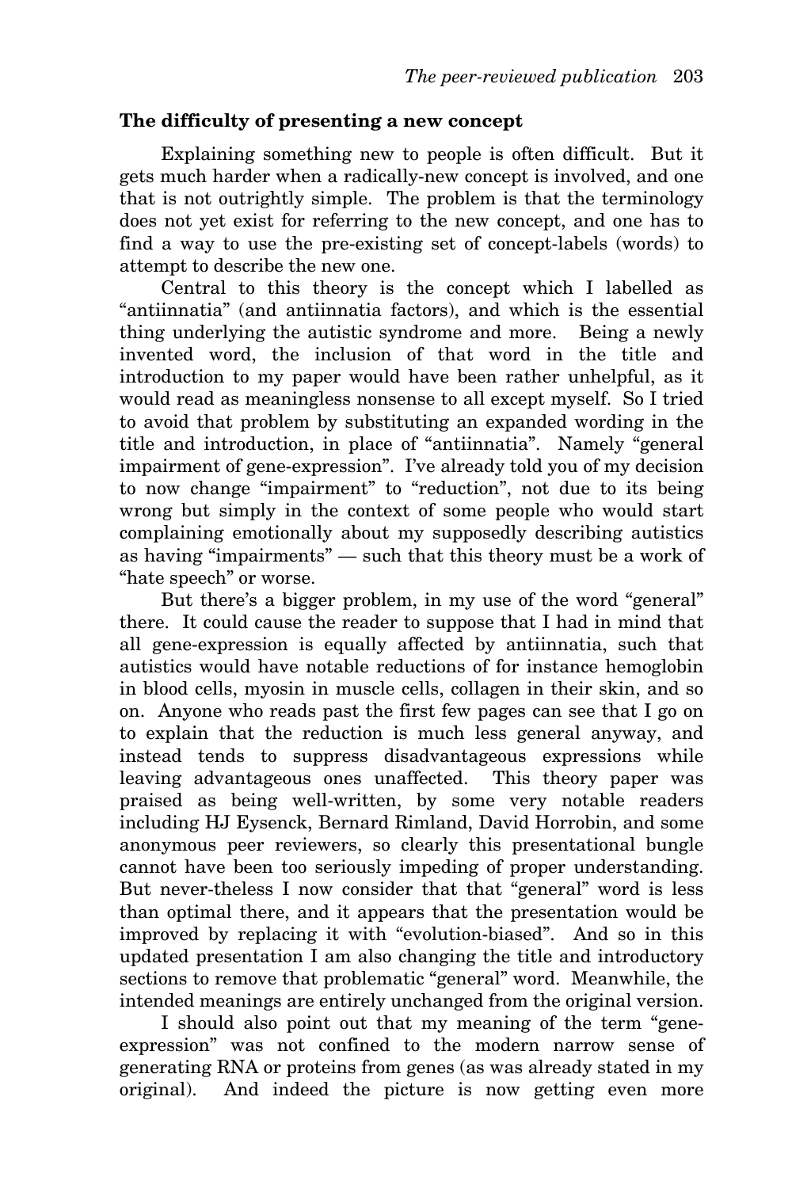### The difficulty of presenting a new concept

Explaining something new to people is often difficult. But it gets much harder when a radically-new concept is involved, and one that is not outrightly simple. The problem is that the terminology does not yet exist for referring to the new concept, and one has to find a way to use the pre-existing set of concept-labels (words) to attempt to describe the new one.

Central to this theory is the concept which I labelled as "antiinnatia" (and antiinnatia factors), and which is the essential thing underlying the autistic syndrome and more. Being a newly invented word, the inclusion of that word in the title and introduction to my paper would have been rather unhelpful, as it would read as meaningless nonsense to all except myself. So I tried to avoid that problem by substituting an expanded wording in the title and introduction, in place of "antiinnatia". Namely "general impairment of gene-expression". I've already told you of my decision to now change "impairment" to "reduction", not due to its being wrong but simply in the context of some people who would start complaining emotionally about my supposedly describing autistics as having "impairments" — such that this theory must be a work of "hate speech" or worse.

But there's a bigger problem, in my use of the word "general" there. It could cause the reader to suppose that I had in mind that all gene-expression is equally affected by antiinnatia, such that autistics would have notable reductions of for instance hemoglobin in blood cells, myosin in muscle cells, collagen in their skin, and so on. Anyone who reads past the first few pages can see that I go on to explain that the reduction is much less general anyway, and instead tends to suppress disadvantageous expressions while leaving advantageous ones unaffected. This theory paper was praised as being well-written, by some very notable readers including HJ Eysenck, Bernard Rimland, David Horrobin, and some anonymous peer reviewers, so clearly this presentational bungle cannot have been too seriously impeding of proper understanding. But never-theless I now consider that that "general" word is less than optimal there, and it appears that the presentation would be improved by replacing it with "evolution-biased". And so in this updated presentation I am also changing the title and introductory sections to remove that problematic "general" word. Meanwhile, the intended meanings are entirely unchanged from the original version.

I should also point out that my meaning of the term "gene-expression" was not confined to the modern narrow sense of generating RNA or proteins from genes (as was already stated in my original). And indeed the picture is now getting even more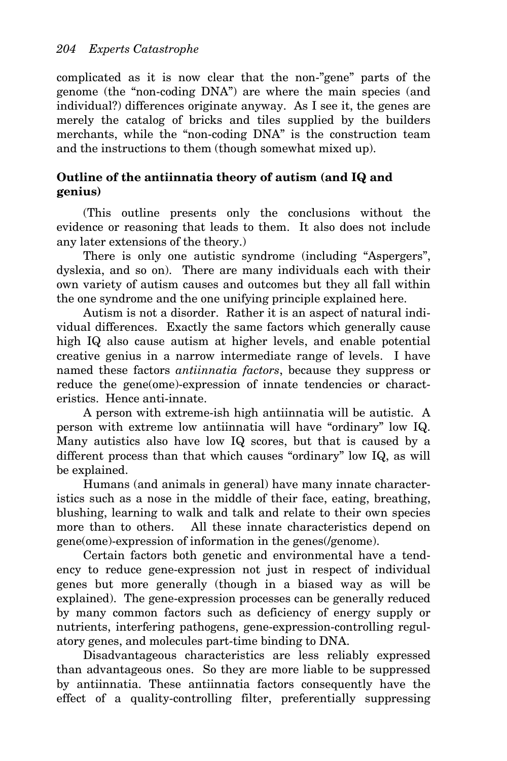complicated as it is now clear that the non-"gene" parts of the genome (the "non-coding DNA") are where the main species (and individual?) differences originate anyway. As I see it, the genes are merely the catalog of bricks and tiles supplied by the builders merchants, while the "non-coding DNA" is the construction team and the instructions to them (though somewhat mixed up).

### Outline of the antiinnatia theory of autism (and IQ and genius)

(This outline presents only the conclusions without the evidence or reasoning that leads to them. It also does not include any later extensions of the theory.)

There is only one autistic syndrome (including "Aspergers", dyslexia, and so on). There are many individuals each with their own variety of autism causes and outcomes but they all fall within the one syndrome and the one unifying principle explained here.

Autism is not a disorder. Rather it is an aspect of natural individual differences. Exactly the same factors which generally cause high IQ also cause autism at higher levels, and enable potential creative genius in a narrow intermediate range of levels. I have named these factors *antiinnatia factors*, because they suppress or reduce the gene(ome)-expression of innate tendencies or characteristics. Hence anti-innate.

A person with extreme-ish high antiinnatia will be autistic. A person with extreme low antiinnatia will have "ordinary" low IQ. Many autistics also have low IQ scores, but that is caused by a different process than that which causes "ordinary" low IQ, as will be explained.

Humans (and animals in general) have many innate characteristics such as a nose in the middle of their face, eating, breathing, blushing, learning to walk and talk and relate to their own species more than to others. All these innate characteristics depend on gene(ome)-expression of information in the genes(/genome).

Certain factors both genetic and environmental have a tendency to reduce gene-expression not just in respect of individual genes but more generally (though in a biased way as will be explained). The gene-expression processes can be generally reduced by many common factors such as deficiency of energy supply or nutrients, interfering pathogens, gene-expression-controlling regulatory genes, and molecules part-time binding to DNA.

Disadvantageous characteristics are less reliably expressed than advantageous ones. So they are more liable to be suppressed by antiinnatia. These antiinnatia factors consequently have the effect of a quality-controlling filter, preferentially suppressing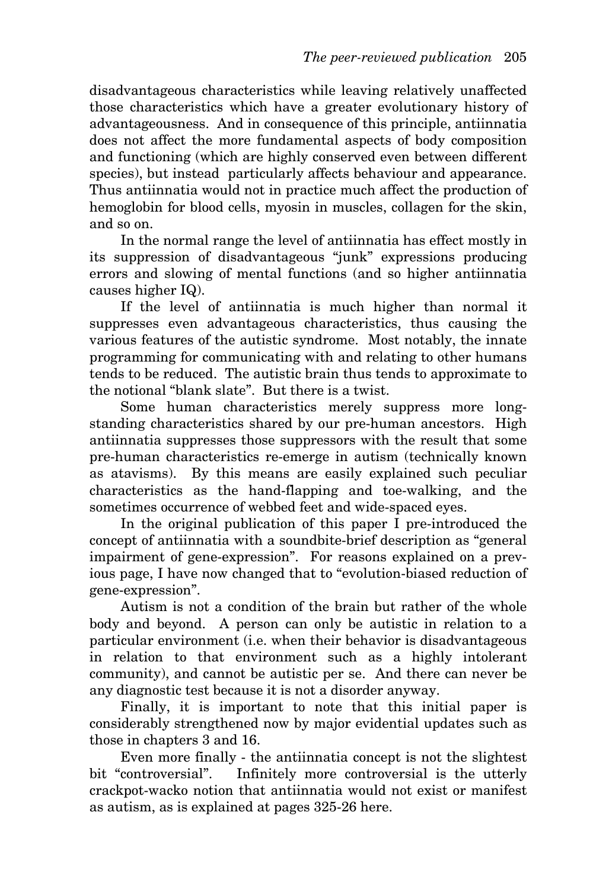disadvantageous characteristics while leaving relatively unaffected those characteristics which have a greater evolutionary history of advantageousness. And in consequence of this principle, antiinnatia does not affect the more fundamental aspects of body composition and functioning (which are highly conserved even between different species), but instead particularly affects behaviour and appearance. Thus antiinnatia would not in practice much affect the production of hemoglobin for blood cells, myosin in muscles, collagen for the skin, and so on.

In the normal range the level of antiinnatia has effect mostly in its suppression of disadvantageous "junk" expressions producing errors and slowing of mental functions (and so higher antiinnatia causes higher IQ).

If the level of antiinnatia is much higher than normal it suppresses even advantageous characteristics, thus causing the various features of the autistic syndrome. Most notably, the innate programming for communicating with and relating to other humans tends to be reduced. The autistic brain thus tends to approximate to the notional "blank slate". But there is a twist.

Some human characteristics merely suppress more long-standing characteristics shared by our pre-human ancestors. High antiinnatia suppresses those suppressors with the result that some pre-human characteristics re-emerge in autism (technically known as atavisms). By this means are easily explained such peculiar characteristics as the hand-flapping and toe-walking, and the sometimes occurrence of webbed feet and wide-spaced eyes.

In the original publication of this paper I pre-introduced the concept of antiinnatia with a soundbite-brief description as "general impairment of gene-expression". For reasons explained on a previous page, I have now changed that to "evolution-biased reduction of gene-expression".

Autism is not a condition of the brain but rather of the whole body and beyond. A person can only be autistic in relation to a particular environment (i.e. when their behavior is disadvantageous in relation to that environment such as a highly intolerant community), and cannot be autistic per se. And there can never be any diagnostic test because it is not a disorder anyway.

Finally, it is important to note that this initial paper is considerably strengthened now by major evidential updates such as those in chapters 3 and 16.

Even more finally - the antiinnatia concept is not the slightest bit "controversial". Infinitely more controversial is the utterly crackpot-wacko notion that antiinnatia would not exist or manifest as autism, as is explained at pages 325-26 here.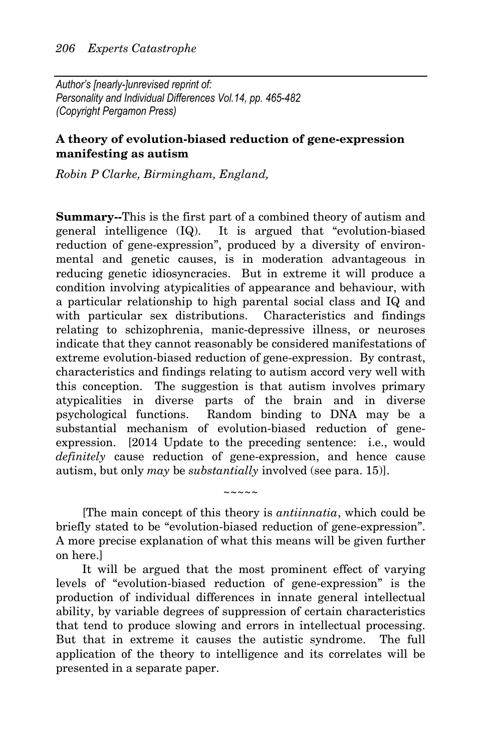*Author's [nearly-]unrevised reprint of:*
*Personality and Individual Differences Vol.14, pp. 465-482*
*(Copyright Pergamon Press)*

**A theory of evolution-biased reduction of gene-expression manifesting as autism**

*Robin P Clarke, Birmingham, England,*

**Summary--**This is the first part of a combined theory of autism and general intelligence (IQ). It is argued that "evolution-biased reduction of gene-expression", produced by a diversity of environmental and genetic causes, is in moderation advantageous in reducing genetic idiosyncracies. But in extreme it will produce a condition involving atypicalities of appearance and behaviour, with a particular relationship to high parental social class and IQ and with particular sex distributions. Characteristics and findings relating to schizophrenia, manic-depressive illness, or neuroses indicate that they cannot reasonably be considered manifestations of extreme evolution-biased reduction of gene-expression. By contrast, characteristics and findings relating to autism accord very well with this conception. The suggestion is that autism involves primary atypicalities in diverse parts of the brain and in diverse psychological functions. Random binding to DNA may be a substantial mechanism of evolution-biased reduction of gene-expression. [2014 Update to the preceding sentence: i.e., would *definitely* cause reduction of gene-expression, and hence cause autism, but only *may* be *substantially* involved (see para. 15)].

~~~~~

[The main concept of this theory is *antiinnatia*, which could be briefly stated to be "evolution-biased reduction of gene-expression". A more precise explanation of what this means will be given further on here.]

It will be argued that the most prominent effect of varying levels of "evolution-biased reduction of gene-expression" is the production of individual differences in innate general intellectual ability, by variable degrees of suppression of certain characteristics that tend to produce slowing and errors in intellectual processing. But that in extreme it causes the autistic syndrome. The full application of the theory to intelligence and its correlates will be presented in a separate paper.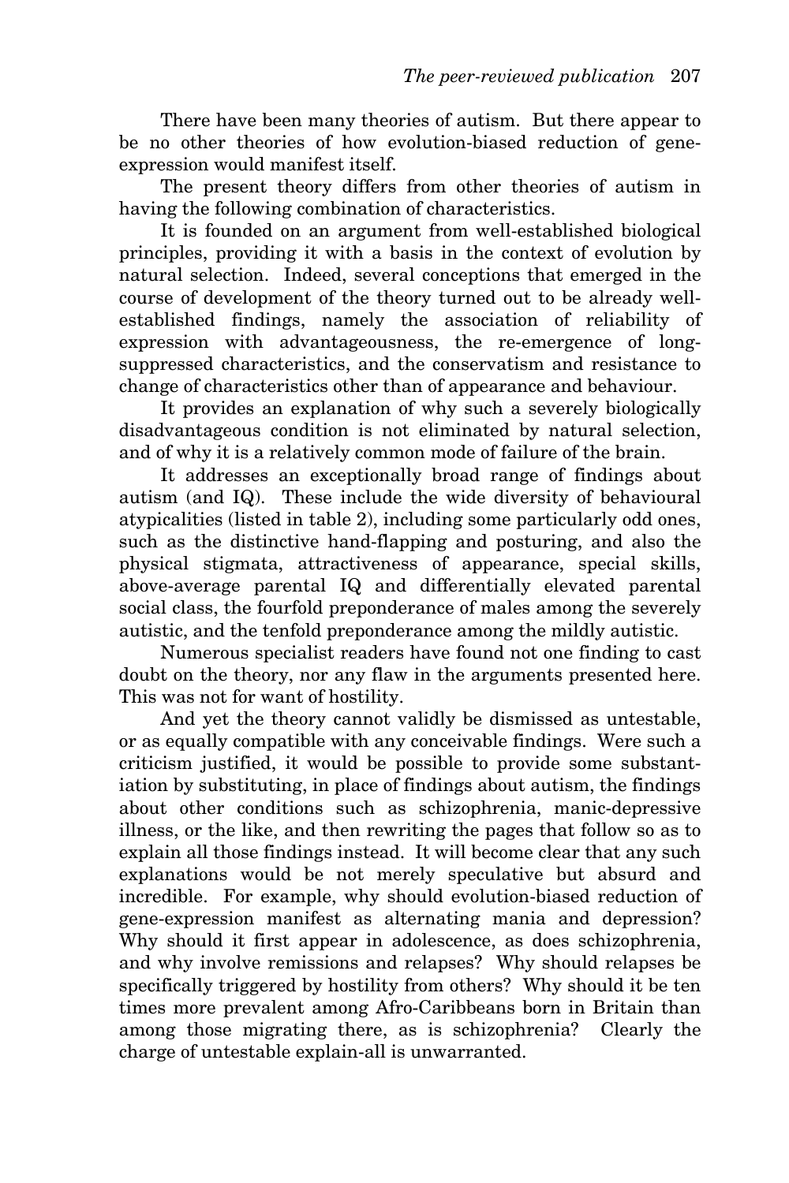There have been many theories of autism. But there appear to be no other theories of how evolution-biased reduction of gene-expression would manifest itself.

The present theory differs from other theories of autism in having the following combination of characteristics.

It is founded on an argument from well-established biological principles, providing it with a basis in the context of evolution by natural selection. Indeed, several conceptions that emerged in the course of development of the theory turned out to be already well-established findings, namely the association of reliability of expression with advantageousness, the re-emergence of long-suppressed characteristics, and the conservatism and resistance to change of characteristics other than of appearance and behaviour.

It provides an explanation of why such a severely biologically disadvantageous condition is not eliminated by natural selection, and of why it is a relatively common mode of failure of the brain.

It addresses an exceptionally broad range of findings about autism (and IQ). These include the wide diversity of behavioural atypicalities (listed in table 2), including some particularly odd ones, such as the distinctive hand-flapping and posturing, and also the physical stigmata, attractiveness of appearance, special skills, above-average parental IQ and differentially elevated parental social class, the fourfold preponderance of males among the severely autistic, and the tenfold preponderance among the mildly autistic.

Numerous specialist readers have found not one finding to cast doubt on the theory, nor any flaw in the arguments presented here. This was not for want of hostility.

And yet the theory cannot validly be dismissed as untestable, or as equally compatible with any conceivable findings. Were such a criticism justified, it would be possible to provide some substantiation by substituting, in place of findings about autism, the findings about other conditions such as schizophrenia, manic-depressive illness, or the like, and then rewriting the pages that follow so as to explain all those findings instead. It will become clear that any such explanations would be not merely speculative but absurd and incredible. For example, why should evolution-biased reduction of gene-expression manifest as alternating mania and depression? Why should it first appear in adolescence, as does schizophrenia, and why involve remissions and relapses? Why should relapses be specifically triggered by hostility from others? Why should it be ten times more prevalent among Afro-Caribbeans born in Britain than among those migrating there, as is schizophrenia? Clearly the charge of untestable explain-all is unwarranted.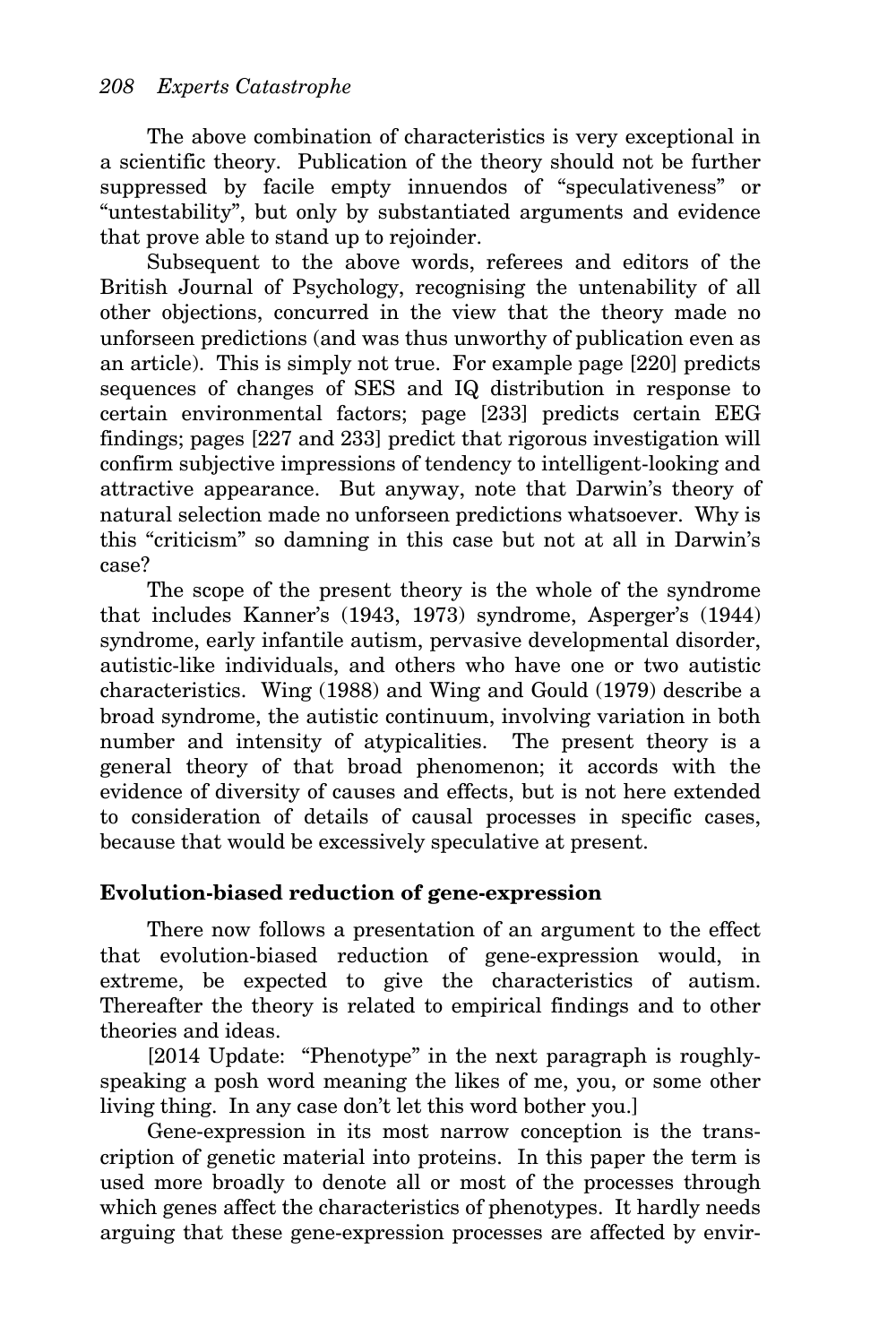The above combination of characteristics is very exceptional in a scientific theory. Publication of the theory should not be further suppressed by facile empty innuendos of "speculativeness" or "untestability", but only by substantiated arguments and evidence that prove able to stand up to rejoinder.

Subsequent to the above words, referees and editors of the British Journal of Psychology, recognising the untenability of all other objections, concurred in the view that the theory made no unforseen predictions (and was thus unworthy of publication even as an article). This is simply not true. For example page [220] predicts sequences of changes of SES and IQ distribution in response to certain environmental factors; page [233] predicts certain EEG findings; pages [227 and 233] predict that rigorous investigation will confirm subjective impressions of tendency to intelligent-looking and attractive appearance. But anyway, note that Darwin's theory of natural selection made no unforseen predictions whatsoever. Why is this "criticism" so damning in this case but not at all in Darwin's case?

The scope of the present theory is the whole of the syndrome that includes Kanner's (1943, 1973) syndrome, Asperger's (1944) syndrome, early infantile autism, pervasive developmental disorder, autistic-like individuals, and others who have one or two autistic characteristics. Wing (1988) and Wing and Gould (1979) describe a broad syndrome, the autistic continuum, involving variation in both number and intensity of atypicalities. The present theory is a general theory of that broad phenomenon; it accords with the evidence of diversity of causes and effects, but is not here extended to consideration of details of causal processes in specific cases, because that would be excessively speculative at present.

## Evolution-biased reduction of gene-expression

There now follows a presentation of an argument to the effect that evolution-biased reduction of gene-expression would, in extreme, be expected to give the characteristics of autism. Thereafter the theory is related to empirical findings and to other theories and ideas.

[2014 Update: "Phenotype" in the next paragraph is roughly-speaking a posh word meaning the likes of me, you, or some other living thing. In any case don't let this word bother you.]

Gene-expression in its most narrow conception is the transcription of genetic material into proteins. In this paper the term is used more broadly to denote all or most of the processes through which genes affect the characteristics of phenotypes. It hardly needs arguing that these gene-expression processes are affected by envir-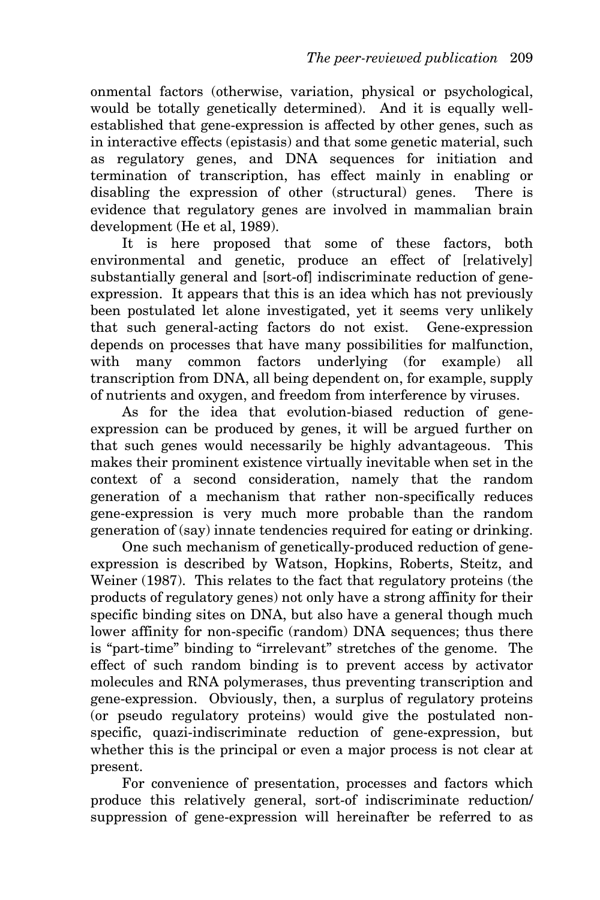onmental factors (otherwise, variation, physical or psychological, would be totally genetically determined). And it is equally well-established that gene-expression is affected by other genes, such as in interactive effects (epistasis) and that some genetic material, such as regulatory genes, and DNA sequences for initiation and termination of transcription, has effect mainly in enabling or disabling the expression of other (structural) genes. There is evidence that regulatory genes are involved in mammalian brain development (He et al, 1989).

It is here proposed that some of these factors, both environmental and genetic, produce an effect of [relatively] substantially general and [sort-of] indiscriminate reduction of gene-expression. It appears that this is an idea which has not previously been postulated let alone investigated, yet it seems very unlikely that such general-acting factors do not exist. Gene-expression depends on processes that have many possibilities for malfunction, with many common factors underlying (for example) all transcription from DNA, all being dependent on, for example, supply of nutrients and oxygen, and freedom from interference by viruses.

As for the idea that evolution-biased reduction of gene-expression can be produced by genes, it will be argued further on that such genes would necessarily be highly advantageous. This makes their prominent existence virtually inevitable when set in the context of a second consideration, namely that the random generation of a mechanism that rather non-specifically reduces gene-expression is very much more probable than the random generation of (say) innate tendencies required for eating or drinking.

One such mechanism of genetically-produced reduction of gene-expression is described by Watson, Hopkins, Roberts, Steitz, and Weiner (1987). This relates to the fact that regulatory proteins (the products of regulatory genes) not only have a strong affinity for their specific binding sites on DNA, but also have a general though much lower affinity for non-specific (random) DNA sequences; thus there is "part-time" binding to "irrelevant" stretches of the genome. The effect of such random binding is to prevent access by activator molecules and RNA polymerases, thus preventing transcription and gene-expression. Obviously, then, a surplus of regulatory proteins (or pseudo regulatory proteins) would give the postulated non-specific, quazi-indiscriminate reduction of gene-expression, but whether this is the principal or even a major process is not clear at present.

For convenience of presentation, processes and factors which produce this relatively general, sort-of indiscriminate reduction/suppression of gene-expression will hereinafter be referred to as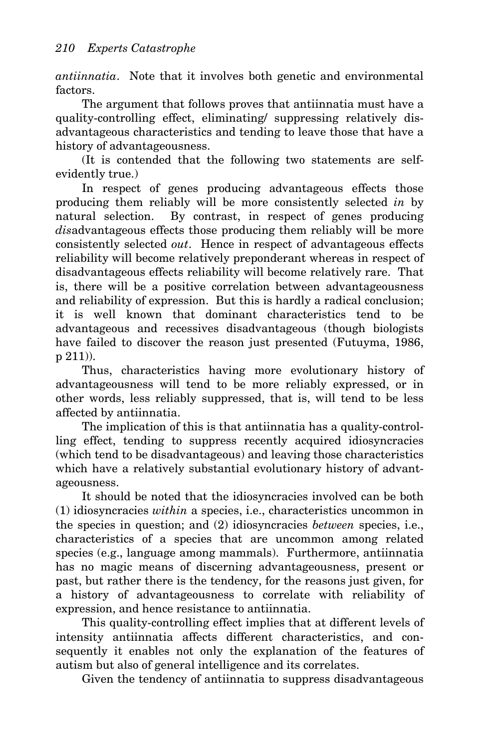*antiinnatia*. Note that it involves both genetic and environmental factors.

The argument that follows proves that antiinnatia must have a quality-controlling effect, eliminating/ suppressing relatively disadvantageous characteristics and tending to leave those that have a history of advantageousness.

(It is contended that the following two statements are self-evidently true.)

In respect of genes producing advantageous effects those producing them reliably will be more consistently selected *in* by natural selection. By contrast, in respect of genes producing *dis*advantageous effects those producing them reliably will be more consistently selected *out*. Hence in respect of advantageous effects reliability will become relatively preponderant whereas in respect of disadvantageous effects reliability will become relatively rare. That is, there will be a positive correlation between advantageousness and reliability of expression. But this is hardly a radical conclusion; it is well known that dominant characteristics tend to be advantageous and recessives disadvantageous (though biologists have failed to discover the reason just presented (Futuyma, 1986, p 211)).

Thus, characteristics having more evolutionary history of advantageousness will tend to be more reliably expressed, or in other words, less reliably suppressed, that is, will tend to be less affected by antiinnatia.

The implication of this is that antiinnatia has a quality-controlling effect, tending to suppress recently acquired idiosyncracies (which tend to be disadvantageous) and leaving those characteristics which have a relatively substantial evolutionary history of advantageousness.

It should be noted that the idiosyncracies involved can be both (1) idiosyncracies *within* a species, i.e., characteristics uncommon in the species in question; and (2) idiosyncracies *between* species, i.e., characteristics of a species that are uncommon among related species (e.g., language among mammals). Furthermore, antiinnatia has no magic means of discerning advantageousness, present or past, but rather there is the tendency, for the reasons just given, for a history of advantageousness to correlate with reliability of expression, and hence resistance to antiinnatia.

This quality-controlling effect implies that at different levels of intensity antiinnatia affects different characteristics, and consequently it enables not only the explanation of the features of autism but also of general intelligence and its correlates.

Given the tendency of antiinnatia to suppress disadvantageous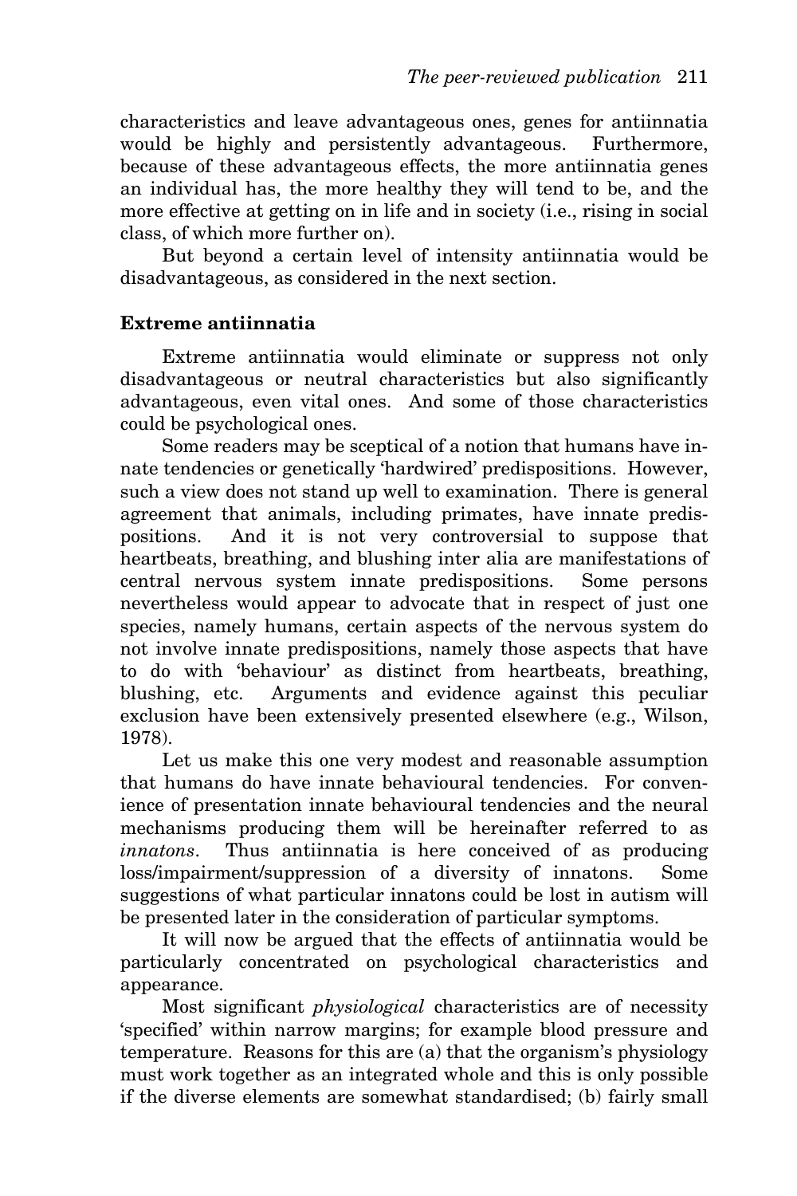characteristics and leave advantageous ones, genes for antiinnatia would be highly and persistently advantageous. Furthermore, because of these advantageous effects, the more antiinnatia genes an individual has, the more healthy they will tend to be, and the more effective at getting on in life and in society (i.e., rising in social class, of which more further on).

But beyond a certain level of intensity antiinnatia would be disadvantageous, as considered in the next section.

### Extreme antiinnatia

Extreme antiinnatia would eliminate or suppress not only disadvantageous or neutral characteristics but also significantly advantageous, even vital ones. And some of those characteristics could be psychological ones.

Some readers may be sceptical of a notion that humans have innate tendencies or genetically 'hardwired' predispositions. However, such a view does not stand up well to examination. There is general agreement that animals, including primates, have innate predispositions. And it is not very controversial to suppose that heartbeats, breathing, and blushing inter alia are manifestations of central nervous system innate predispositions. Some persons nevertheless would appear to advocate that in respect of just one species, namely humans, certain aspects of the nervous system do not involve innate predispositions, namely those aspects that have to do with 'behaviour' as distinct from heartbeats, breathing, blushing, etc. Arguments and evidence against this peculiar exclusion have been extensively presented elsewhere (e.g., Wilson, 1978).

Let us make this one very modest and reasonable assumption that humans do have innate behavioural tendencies. For convenience of presentation innate behavioural tendencies and the neural mechanisms producing them will be hereinafter referred to as *innatons*. Thus antiinnatia is here conceived of as producing loss/impairment/suppression of a diversity of innatons. Some suggestions of what particular innatons could be lost in autism will be presented later in the consideration of particular symptoms.

It will now be argued that the effects of antiinnatia would be particularly concentrated on psychological characteristics and appearance.

Most significant *physiological* characteristics are of necessity 'specified' within narrow margins; for example blood pressure and temperature. Reasons for this are (a) that the organism's physiology must work together as an integrated whole and this is only possible if the diverse elements are somewhat standardised; (b) fairly small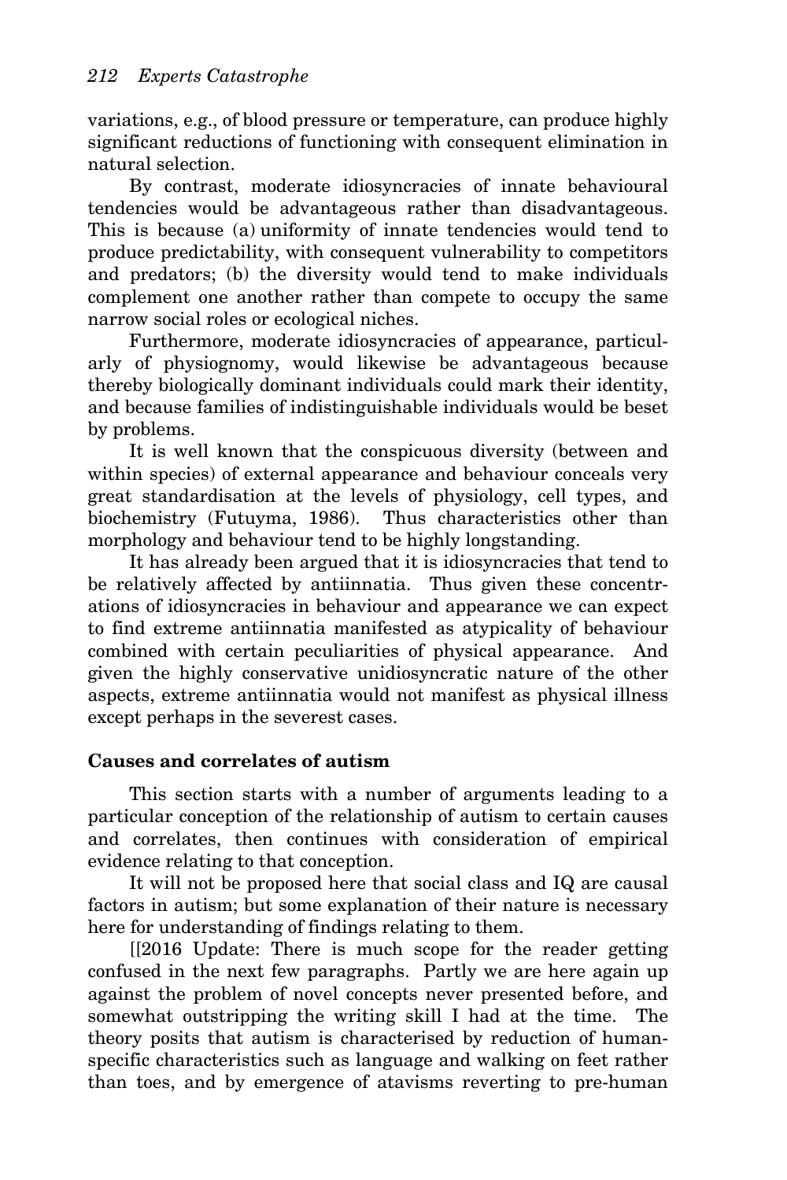variations, e.g., of blood pressure or temperature, can produce highly significant reductions of functioning with consequent elimination in natural selection.

By contrast, moderate idiosyncracies of innate behavioural tendencies would be advantageous rather than disadvantageous. This is because (a) uniformity of innate tendencies would tend to produce predictability, with consequent vulnerability to competitors and predators; (b) the diversity would tend to make individuals complement one another rather than compete to occupy the same narrow social roles or ecological niches.

Furthermore, moderate idiosyncracies of appearance, particularly of physiognomy, would likewise be advantageous because thereby biologically dominant individuals could mark their identity, and because families of indistinguishable individuals would be beset by problems.

It is well known that the conspicuous diversity (between and within species) of external appearance and behaviour conceals very great standardisation at the levels of physiology, cell types, and biochemistry (Futuyma, 1986). Thus characteristics other than morphology and behaviour tend to be highly longstanding.

It has already been argued that it is idiosyncracies that tend to be relatively affected by antiinnatia. Thus given these concentrations of idiosyncracies in behaviour and appearance we can expect to find extreme antiinnatia manifested as atypicality of behaviour combined with certain peculiarities of physical appearance. And given the highly conservative unidiosyncratic nature of the other aspects, extreme antiinnatia would not manifest as physical illness except perhaps in the severest cases.

## Causes and correlates of autism

This section starts with a number of arguments leading to a particular conception of the relationship of autism to certain causes and correlates, then continues with consideration of empirical evidence relating to that conception.

It will not be proposed here that social class and IQ are causal factors in autism; but some explanation of their nature is necessary here for understanding of findings relating to them.

[[2016 Update: There is much scope for the reader getting confused in the next few paragraphs. Partly we are here again up against the problem of novel concepts never presented before, and somewhat outstripping the writing skill I had at the time. The theory posits that autism is characterised by reduction of human-specific characteristics such as language and walking on feet rather than toes, and by emergence of atavisms reverting to pre-human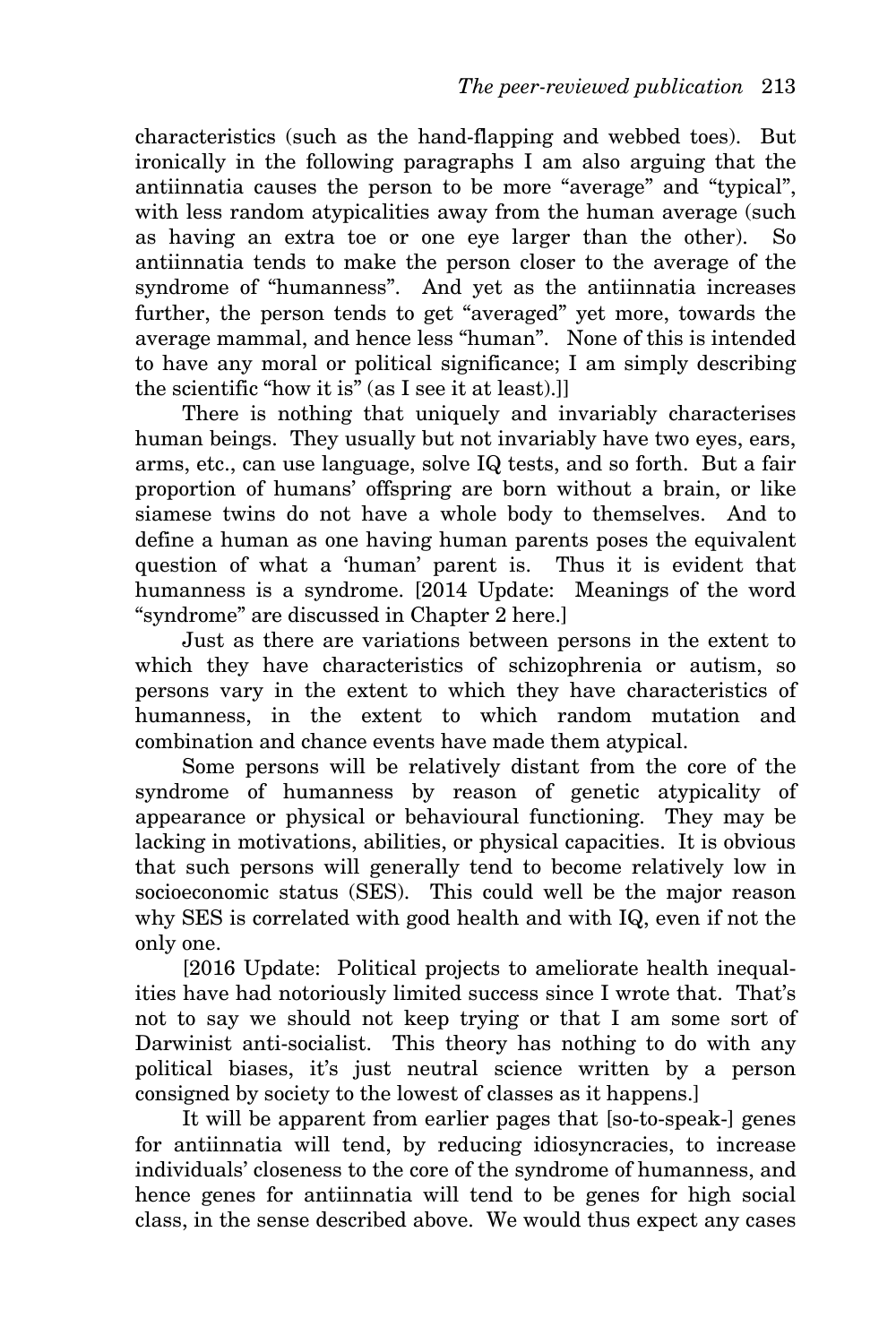characteristics (such as the hand-flapping and webbed toes). But ironically in the following paragraphs I am also arguing that the antiinnatia causes the person to be more "average" and "typical", with less random atypicalities away from the human average (such as having an extra toe or one eye larger than the other). So antiinnatia tends to make the person closer to the average of the syndrome of "humanness". And yet as the antiinnatia increases further, the person tends to get "averaged" yet more, towards the average mammal, and hence less "human". None of this is intended to have any moral or political significance; I am simply describing the scientific "how it is" (as I see it at least).]]

There is nothing that uniquely and invariably characterises human beings. They usually but not invariably have two eyes, ears, arms, etc., can use language, solve IQ tests, and so forth. But a fair proportion of humans' offspring are born without a brain, or like siamese twins do not have a whole body to themselves. And to define a human as one having human parents poses the equivalent question of what a 'human' parent is. Thus it is evident that humanness is a syndrome. [2014 Update: Meanings of the word "syndrome" are discussed in Chapter 2 here.]

Just as there are variations between persons in the extent to which they have characteristics of schizophrenia or autism, so persons vary in the extent to which they have characteristics of humanness, in the extent to which random mutation and combination and chance events have made them atypical.

Some persons will be relatively distant from the core of the syndrome of humanness by reason of genetic atypicality of appearance or physical or behavioural functioning. They may be lacking in motivations, abilities, or physical capacities. It is obvious that such persons will generally tend to become relatively low in socioeconomic status (SES). This could well be the major reason why SES is correlated with good health and with IQ, even if not the only one.

[2016 Update: Political projects to ameliorate health inequalities have had notoriously limited success since I wrote that. That's not to say we should not keep trying or that I am some sort of Darwinist anti-socialist. This theory has nothing to do with any political biases, it's just neutral science written by a person consigned by society to the lowest of classes as it happens.]

It will be apparent from earlier pages that [so-to-speak-] genes for antiinnatia will tend, by reducing idiosyncracies, to increase individuals' closeness to the core of the syndrome of humanness, and hence genes for antiinnatia will tend to be genes for high social class, in the sense described above. We would thus expect any cases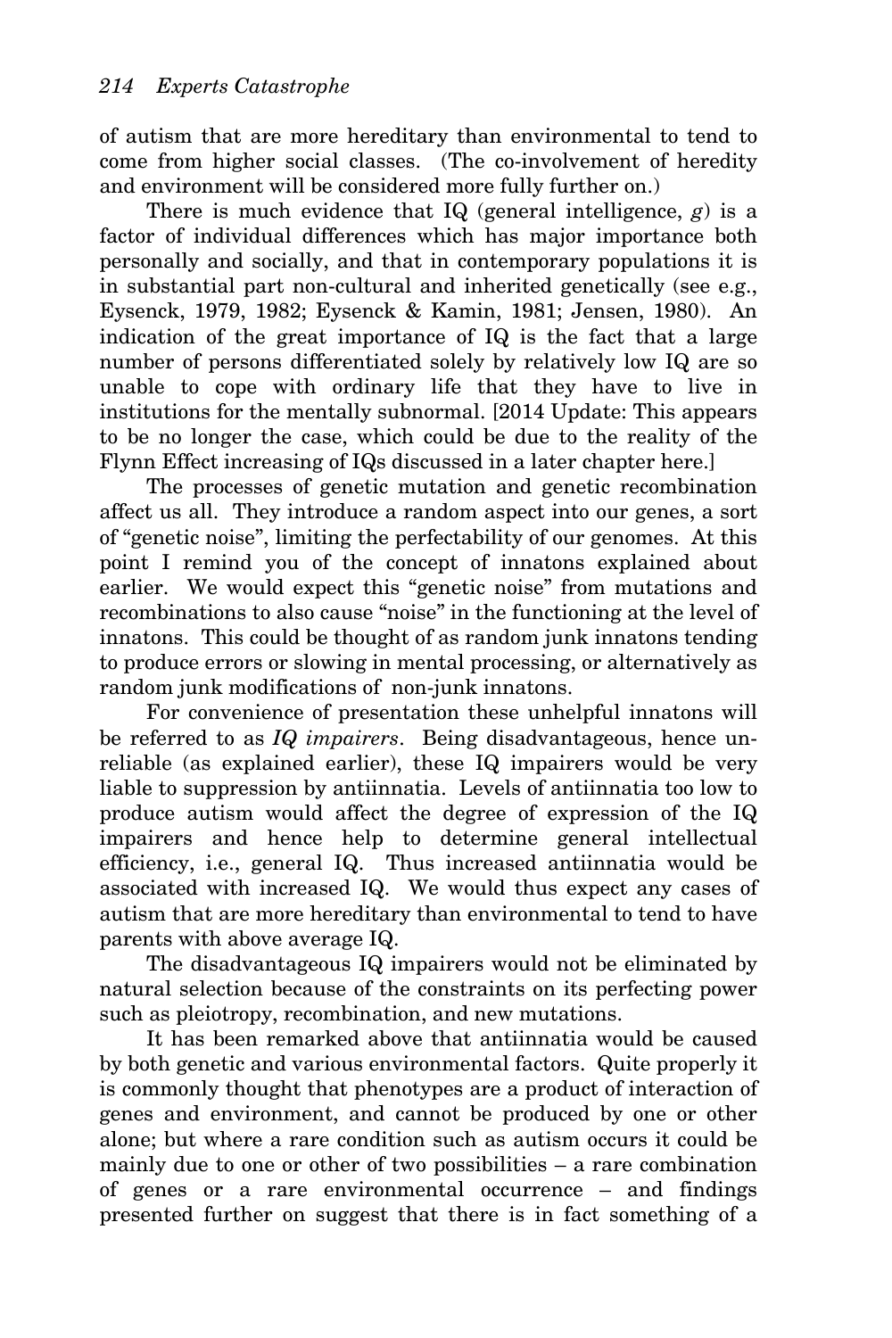of autism that are more hereditary than environmental to tend to come from higher social classes. (The co-involvement of heredity and environment will be considered more fully further on.)

There is much evidence that IQ (general intelligence, *g*) is a factor of individual differences which has major importance both personally and socially, and that in contemporary populations it is in substantial part non-cultural and inherited genetically (see e.g., Eysenck, 1979, 1982; Eysenck & Kamin, 1981; Jensen, 1980). An indication of the great importance of IQ is the fact that a large number of persons differentiated solely by relatively low IQ are so unable to cope with ordinary life that they have to live in institutions for the mentally subnormal. [2014 Update: This appears to be no longer the case, which could be due to the reality of the Flynn Effect increasing of IQs discussed in a later chapter here.]

The processes of genetic mutation and genetic recombination affect us all. They introduce a random aspect into our genes, a sort of "genetic noise", limiting the perfectability of our genomes. At this point I remind you of the concept of innatons explained about earlier. We would expect this "genetic noise" from mutations and recombinations to also cause "noise" in the functioning at the level of innatons. This could be thought of as random junk innatons tending to produce errors or slowing in mental processing, or alternatively as random junk modifications of non-junk innatons.

For convenience of presentation these unhelpful innatons will be referred to as *IQ impairers*. Being disadvantageous, hence unreliable (as explained earlier), these IQ impairers would be very liable to suppression by antiinnatia. Levels of antiinnatia too low to produce autism would affect the degree of expression of the IQ impairers and hence help to determine general intellectual efficiency, i.e., general IQ. Thus increased antiinnatia would be associated with increased IQ. We would thus expect any cases of autism that are more hereditary than environmental to tend to have parents with above average IQ.

The disadvantageous IQ impairers would not be eliminated by natural selection because of the constraints on its perfecting power such as pleiotropy, recombination, and new mutations.

It has been remarked above that antiinnatia would be caused by both genetic and various environmental factors. Quite properly it is commonly thought that phenotypes are a product of interaction of genes and environment, and cannot be produced by one or other alone; but where a rare condition such as autism occurs it could be mainly due to one or other of two possibilities – a rare combination of genes or a rare environmental occurrence – and findings presented further on suggest that there is in fact something of a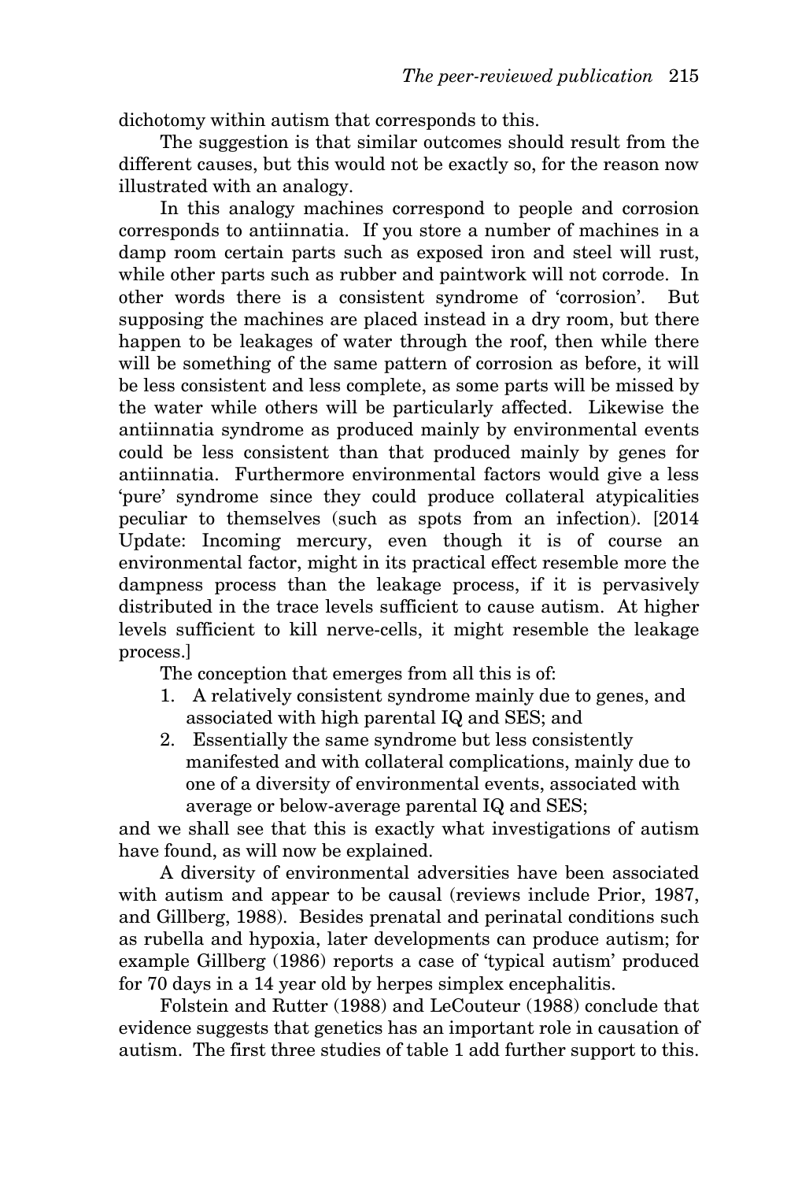dichotomy within autism that corresponds to this.

The suggestion is that similar outcomes should result from the different causes, but this would not be exactly so, for the reason now illustrated with an analogy.

In this analogy machines correspond to people and corrosion corresponds to antiinnatia. If you store a number of machines in a damp room certain parts such as exposed iron and steel will rust, while other parts such as rubber and paintwork will not corrode. In other words there is a consistent syndrome of 'corrosion'. But supposing the machines are placed instead in a dry room, but there happen to be leakages of water through the roof, then while there will be something of the same pattern of corrosion as before, it will be less consistent and less complete, as some parts will be missed by the water while others will be particularly affected. Likewise the antiinnatia syndrome as produced mainly by environmental events could be less consistent than that produced mainly by genes for antiinnatia. Furthermore environmental factors would give a less 'pure' syndrome since they could produce collateral atypicalities peculiar to themselves (such as spots from an infection). [2014 Update: Incoming mercury, even though it is of course an environmental factor, might in its practical effect resemble more the dampness process than the leakage process, if it is pervasively distributed in the trace levels sufficient to cause autism. At higher levels sufficient to kill nerve-cells, it might resemble the leakage process.]

The conception that emerges from all this is of:

1. A relatively consistent syndrome mainly due to genes, and associated with high parental IQ and SES; and
2. Essentially the same syndrome but less consistently manifested and with collateral complications, mainly due to one of a diversity of environmental events, associated with average or below-average parental IQ and SES;

and we shall see that this is exactly what investigations of autism have found, as will now be explained.

A diversity of environmental adversities have been associated with autism and appear to be causal (reviews include Prior, 1987, and Gillberg, 1988). Besides prenatal and perinatal conditions such as rubella and hypoxia, later developments can produce autism; for example Gillberg (1986) reports a case of 'typical autism' produced for 70 days in a 14 year old by herpes simplex encephalitis.

Folstein and Rutter (1988) and LeCouteur (1988) conclude that evidence suggests that genetics has an important role in causation of autism. The first three studies of table 1 add further support to this.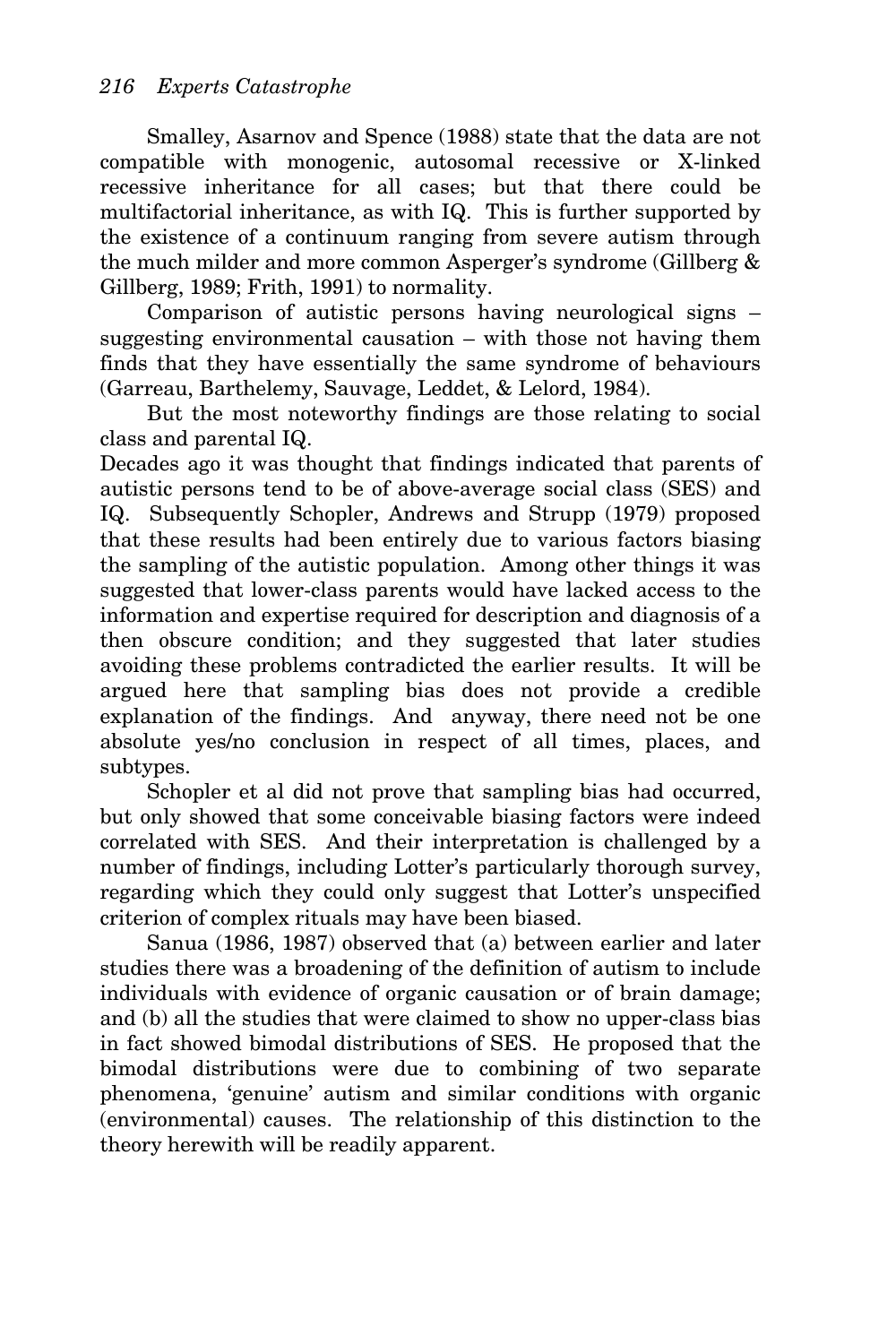Smalley, Asarnov and Spence (1988) state that the data are not compatible with monogenic, autosomal recessive or X-linked recessive inheritance for all cases; but that there could be multifactorial inheritance, as with IQ. This is further supported by the existence of a continuum ranging from severe autism through the much milder and more common Asperger's syndrome (Gillberg & Gillberg, 1989; Frith, 1991) to normality.

Comparison of autistic persons having neurological signs – suggesting environmental causation – with those not having them finds that they have essentially the same syndrome of behaviours (Garreau, Barthelemy, Sauvage, Leddet, & Lelord, 1984).

But the most noteworthy findings are those relating to social class and parental IQ.

Decades ago it was thought that findings indicated that parents of autistic persons tend to be of above-average social class (SES) and IQ. Subsequently Schopler, Andrews and Strupp (1979) proposed that these results had been entirely due to various factors biasing the sampling of the autistic population. Among other things it was suggested that lower-class parents would have lacked access to the information and expertise required for description and diagnosis of a then obscure condition; and they suggested that later studies avoiding these problems contradicted the earlier results. It will be argued here that sampling bias does not provide a credible explanation of the findings. And anyway, there need not be one absolute yes/no conclusion in respect of all times, places, and subtypes.

Schopler et al did not prove that sampling bias had occurred, but only showed that some conceivable biasing factors were indeed correlated with SES. And their interpretation is challenged by a number of findings, including Lotter's particularly thorough survey, regarding which they could only suggest that Lotter's unspecified criterion of complex rituals may have been biased.

Sanua (1986, 1987) observed that (a) between earlier and later studies there was a broadening of the definition of autism to include individuals with evidence of organic causation or of brain damage; and (b) all the studies that were claimed to show no upper-class bias in fact showed bimodal distributions of SES. He proposed that the bimodal distributions were due to combining of two separate phenomena, 'genuine' autism and similar conditions with organic (environmental) causes. The relationship of this distinction to the theory herewith will be readily apparent.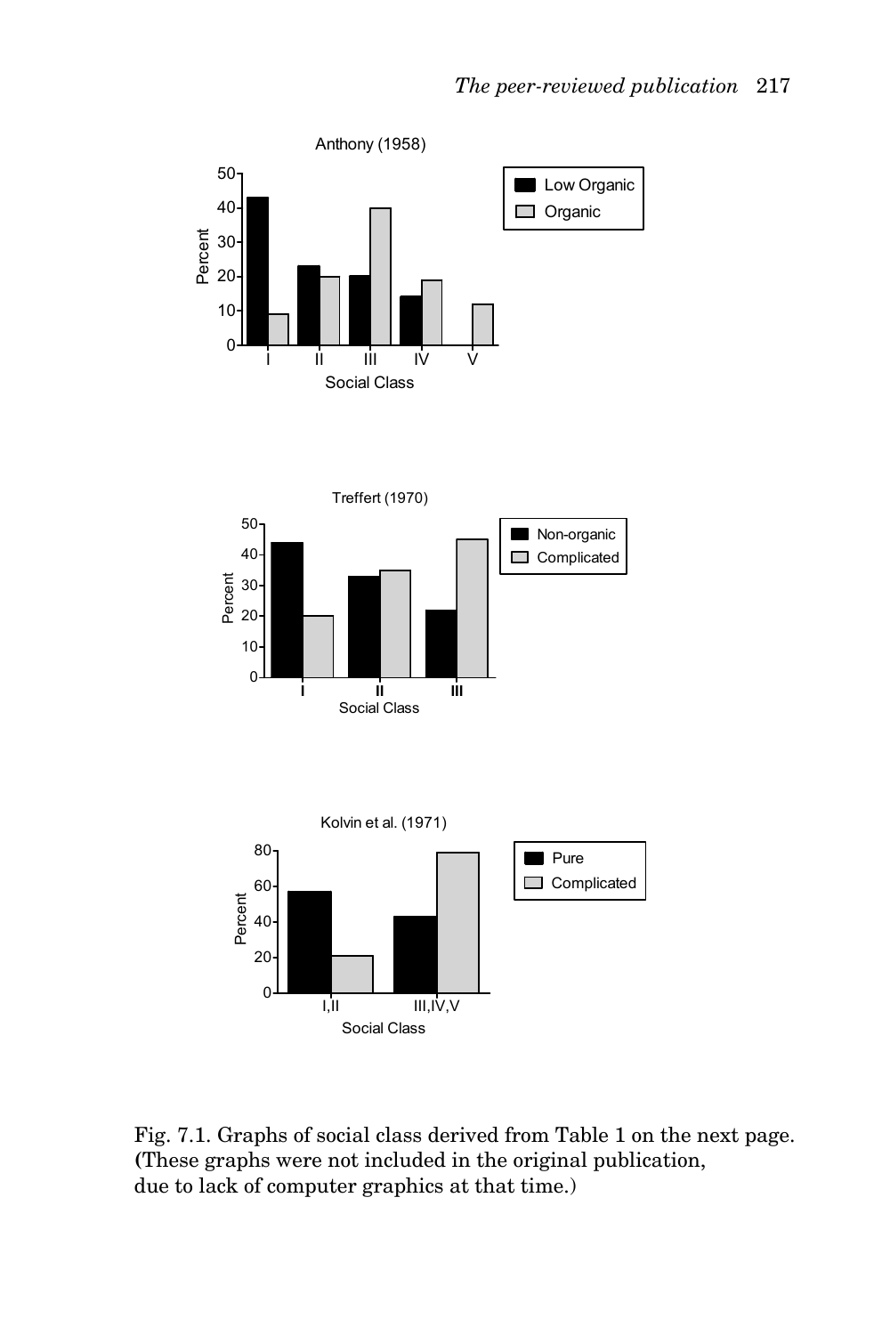Fig. 7.1. Graphs of social class derived from Table 1 on the next page. (These graphs were not included in the original publication, due to lack of computer graphics at that time.)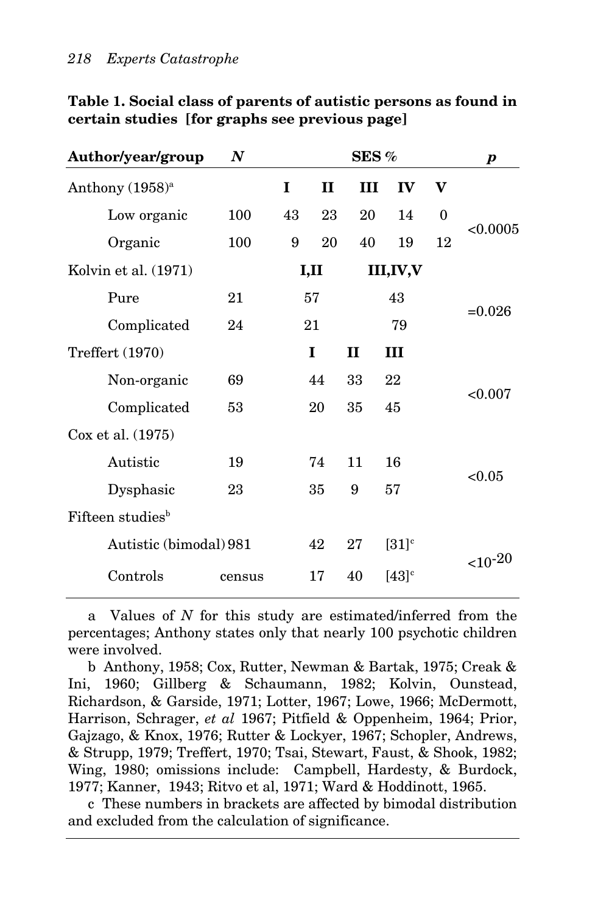**Table 1. Social class of parents of autistic persons as found in certain studies [for graphs see previous page]**

| Author/year/group | *N* | SES % | | | | | *p* |
|---|---|---|---|---|---|---|---|
| Anthony (1958)[a] | | I | II | III | IV | V | |
| Low organic | 100 | 43 | 23 | 20 | 14 | 0 | <0.0005 |
| Organic | 100 | 9 | 20 | 40 | 19 | 12 | |
| Kolvin et al. (1971) | | I,II | | III,IV,V | | | |
| Pure | 21 | 57 | | 43 | | | =0.026 |
| Complicated | 24 | 21 | | 79 | | | |
| Treffert (1970) | | I | II | III | | | |
| Non-organic | 69 | 44 | 33 | 22 | | | <0.007 |
| Complicated | 53 | 20 | 35 | 45 | | | |
| Cox et al. (1975) | | | | | | | |
| Autistic | 19 | 74 | 11 | 16 | | | <0.05 |
| Dysphasic | 23 | 35 | 9 | 57 | | | |
| Fifteen studies[b] | | | | | | | |
| Autistic (bimodal) | 981 | 42 | 27 | [31][c] | | | $<10^{-20}$ |
| Controls | census | 17 | 40 | [43][c] | | | |

a Values of *N* for this study are estimated/inferred from the percentages; Anthony states only that nearly 100 psychotic children were involved.

b Anthony, 1958; Cox, Rutter, Newman & Bartak, 1975; Creak & Ini, 1960; Gillberg & Schaumann, 1982; Kolvin, Ounstead, Richardson, & Garside, 1971; Lotter, 1967; Lowe, 1966; McDermott, Harrison, Schrager, *et al* 1967; Pitfield & Oppenheim, 1964; Prior, Gajzago, & Knox, 1976; Rutter & Lockyer, 1967; Schopler, Andrews, & Strupp, 1979; Treffert, 1970; Tsai, Stewart, Faust, & Shook, 1982; Wing, 1980; omissions include: Campbell, Hardesty, & Burdock, 1977; Kanner, 1943; Ritvo et al, 1971; Ward & Hoddinott, 1965.

c These numbers in brackets are affected by bimodal distribution and excluded from the calculation of significance.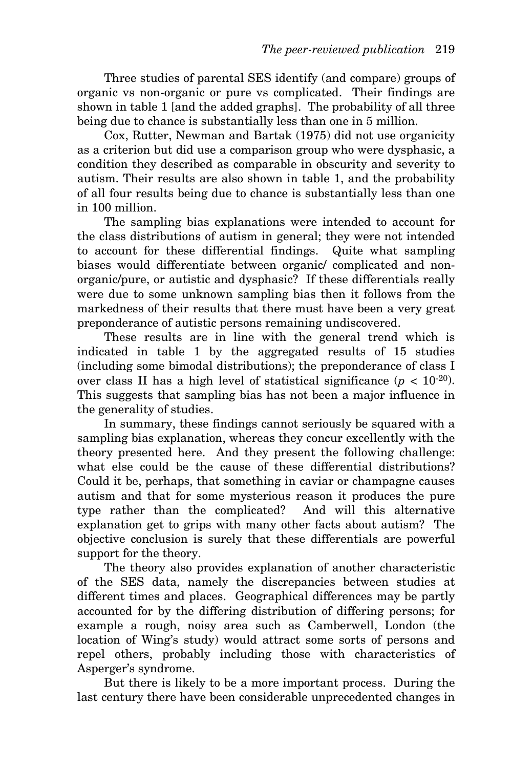Three studies of parental SES identify (and compare) groups of organic vs non-organic or pure vs complicated. Their findings are shown in table 1 [and the added graphs]. The probability of all three being due to chance is substantially less than one in 5 million.

Cox, Rutter, Newman and Bartak (1975) did not use organicity as a criterion but did use a comparison group who were dysphasic, a condition they described as comparable in obscurity and severity to autism. Their results are also shown in table 1, and the probability of all four results being due to chance is substantially less than one in 100 million.

The sampling bias explanations were intended to account for the class distributions of autism in general; they were not intended to account for these differential findings. Quite what sampling biases would differentiate between organic/ complicated and non-organic/pure, or autistic and dysphasic? If these differentials really were due to some unknown sampling bias then it follows from the markedness of their results that there must have been a very great preponderance of autistic persons remaining undiscovered.

These results are in line with the general trend which is indicated in table 1 by the aggregated results of 15 studies (including some bimodal distributions); the preponderance of class I over class II has a high level of statistical significance ($p < 10^{-20}$). This suggests that sampling bias has not been a major influence in the generality of studies.

In summary, these findings cannot seriously be squared with a sampling bias explanation, whereas they concur excellently with the theory presented here. And they present the following challenge: what else could be the cause of these differential distributions? Could it be, perhaps, that something in caviar or champagne causes autism and that for some mysterious reason it produces the pure type rather than the complicated? And will this alternative explanation get to grips with many other facts about autism? The objective conclusion is surely that these differentials are powerful support for the theory.

The theory also provides explanation of another characteristic of the SES data, namely the discrepancies between studies at different times and places. Geographical differences may be partly accounted for by the differing distribution of differing persons; for example a rough, noisy area such as Camberwell, London (the location of Wing's study) would attract some sorts of persons and repel others, probably including those with characteristics of Asperger's syndrome.

But there is likely to be a more important process. During the last century there have been considerable unprecedented changes in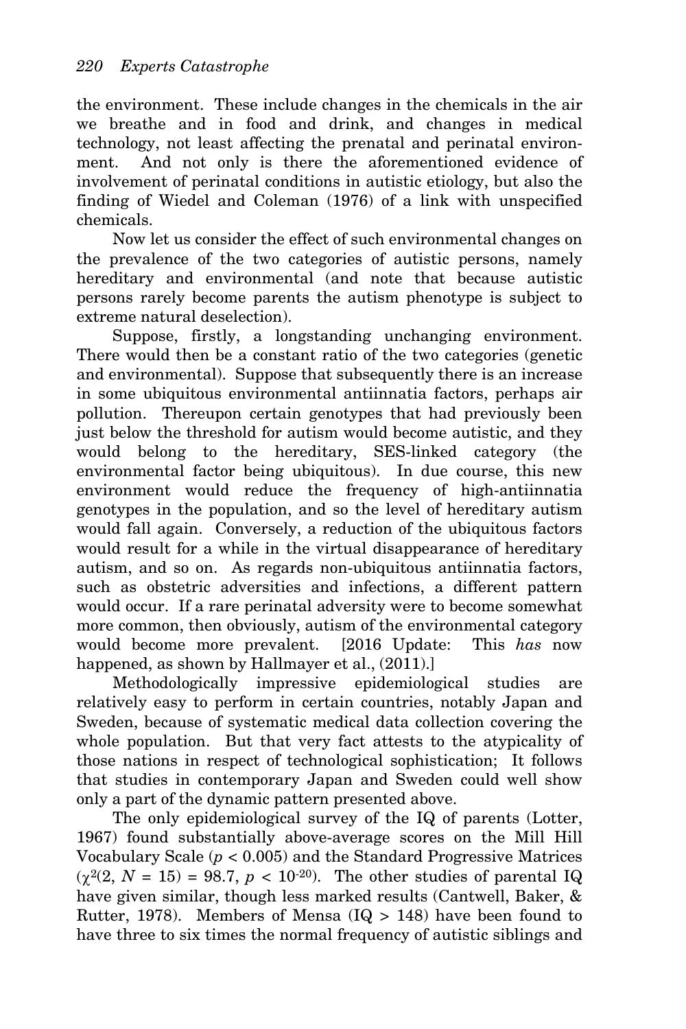the environment. These include changes in the chemicals in the air we breathe and in food and drink, and changes in medical technology, not least affecting the prenatal and perinatal environment. And not only is there the aforementioned evidence of involvement of perinatal conditions in autistic etiology, but also the finding of Wiedel and Coleman (1976) of a link with unspecified chemicals.

Now let us consider the effect of such environmental changes on the prevalence of the two categories of autistic persons, namely hereditary and environmental (and note that because autistic persons rarely become parents the autism phenotype is subject to extreme natural deselection).

Suppose, firstly, a longstanding unchanging environment. There would then be a constant ratio of the two categories (genetic and environmental). Suppose that subsequently there is an increase in some ubiquitous environmental antiinnatia factors, perhaps air pollution. Thereupon certain genotypes that had previously been just below the threshold for autism would become autistic, and they would belong to the hereditary, SES-linked category (the environmental factor being ubiquitous). In due course, this new environment would reduce the frequency of high-antiinnatia genotypes in the population, and so the level of hereditary autism would fall again. Conversely, a reduction of the ubiquitous factors would result for a while in the virtual disappearance of hereditary autism, and so on. As regards non-ubiquitous antiinnatia factors, such as obstetric adversities and infections, a different pattern would occur. If a rare perinatal adversity were to become somewhat more common, then obviously, autism of the environmental category would become more prevalent. [2016 Update: This *has* now happened, as shown by Hallmayer et al., (2011).]

Methodologically impressive epidemiological studies are relatively easy to perform in certain countries, notably Japan and Sweden, because of systematic medical data collection covering the whole population. But that very fact attests to the atypicality of those nations in respect of technological sophistication; It follows that studies in contemporary Japan and Sweden could well show only a part of the dynamic pattern presented above.

The only epidemiological survey of the IQ of parents (Lotter, 1967) found substantially above-average scores on the Mill Hill Vocabulary Scale ($p < 0.005$) and the Standard Progressive Matrices ($\chi^2(2, N = 15) = 98.7$, $p < 10^{-20}$). The other studies of parental IQ have given similar, though less marked results (Cantwell, Baker, & Rutter, 1978). Members of Mensa (IQ > 148) have been found to have three to six times the normal frequency of autistic siblings and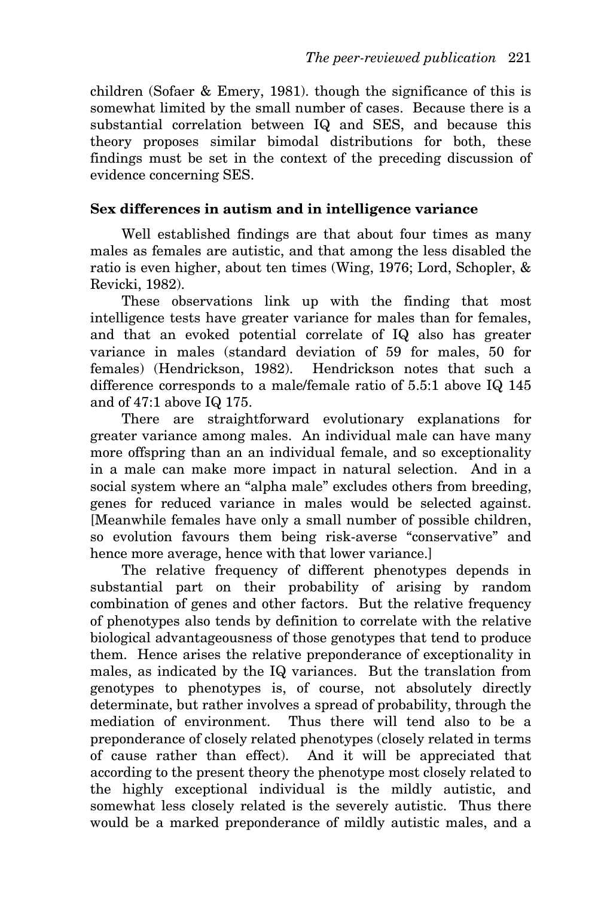children (Sofaer & Emery, 1981). though the significance of this is somewhat limited by the small number of cases. Because there is a substantial correlation between IQ and SES, and because this theory proposes similar bimodal distributions for both, these findings must be set in the context of the preceding discussion of evidence concerning SES.

### Sex differences in autism and in intelligence variance

Well established findings are that about four times as many males as females are autistic, and that among the less disabled the ratio is even higher, about ten times (Wing, 1976; Lord, Schopler, & Revicki, 1982).

These observations link up with the finding that most intelligence tests have greater variance for males than for females, and that an evoked potential correlate of IQ also has greater variance in males (standard deviation of 59 for males, 50 for females) (Hendrickson, 1982). Hendrickson notes that such a difference corresponds to a male/female ratio of 5.5:1 above IQ 145 and of 47:1 above IQ 175.

There are straightforward evolutionary explanations for greater variance among males. An individual male can have many more offspring than an an individual female, and so exceptionality in a male can make more impact in natural selection. And in a social system where an "alpha male" excludes others from breeding, genes for reduced variance in males would be selected against. [Meanwhile females have only a small number of possible children, so evolution favours them being risk-averse "conservative" and hence more average, hence with that lower variance.]

The relative frequency of different phenotypes depends in substantial part on their probability of arising by random combination of genes and other factors. But the relative frequency of phenotypes also tends by definition to correlate with the relative biological advantageousness of those genotypes that tend to produce them. Hence arises the relative preponderance of exceptionality in males, as indicated by the IQ variances. But the translation from genotypes to phenotypes is, of course, not absolutely directly determinate, but rather involves a spread of probability, through the mediation of environment. Thus there will tend also to be a preponderance of closely related phenotypes (closely related in terms of cause rather than effect). And it will be appreciated that according to the present theory the phenotype most closely related to the highly exceptional individual is the mildly autistic, and somewhat less closely related is the severely autistic. Thus there would be a marked preponderance of mildly autistic males, and a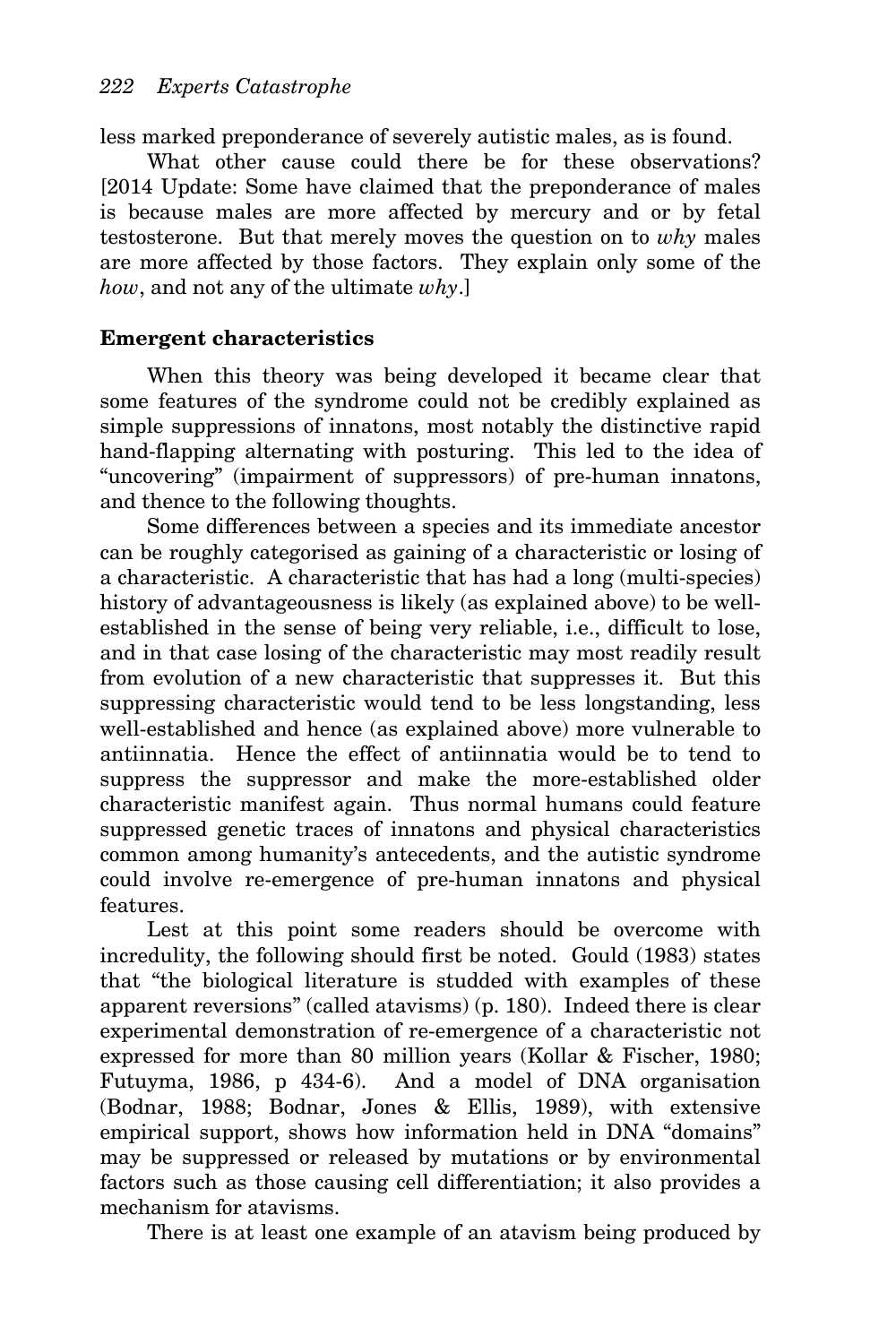less marked preponderance of severely autistic males, as is found.

What other cause could there be for these observations? [2014 Update: Some have claimed that the preponderance of males is because males are more affected by mercury and or by fetal testosterone. But that merely moves the question on to *why* males are more affected by those factors. They explain only some of the *how*, and not any of the ultimate *why*.]

**Emergent characteristics**

When this theory was being developed it became clear that some features of the syndrome could not be credibly explained as simple suppressions of innatons, most notably the distinctive rapid hand-flapping alternating with posturing. This led to the idea of "uncovering" (impairment of suppressors) of pre-human innatons, and thence to the following thoughts.

Some differences between a species and its immediate ancestor can be roughly categorised as gaining of a characteristic or losing of a characteristic. A characteristic that has had a long (multi-species) history of advantageousness is likely (as explained above) to be well-established in the sense of being very reliable, i.e., difficult to lose, and in that case losing of the characteristic may most readily result from evolution of a new characteristic that suppresses it. But this suppressing characteristic would tend to be less longstanding, less well-established and hence (as explained above) more vulnerable to antiinnatia. Hence the effect of antiinnatia would be to tend to suppress the suppressor and make the more-established older characteristic manifest again. Thus normal humans could feature suppressed genetic traces of innatons and physical characteristics common among humanity's antecedents, and the autistic syndrome could involve re-emergence of pre-human innatons and physical features.

Lest at this point some readers should be overcome with incredulity, the following should first be noted. Gould (1983) states that "the biological literature is studded with examples of these apparent reversions" (called atavisms) (p. 180). Indeed there is clear experimental demonstration of re-emergence of a characteristic not expressed for more than 80 million years (Kollar & Fischer, 1980; Futuyma, 1986, p 434-6). And a model of DNA organisation (Bodnar, 1988; Bodnar, Jones & Ellis, 1989), with extensive empirical support, shows how information held in DNA "domains" may be suppressed or released by mutations or by environmental factors such as those causing cell differentiation; it also provides a mechanism for atavisms.

There is at least one example of an atavism being produced by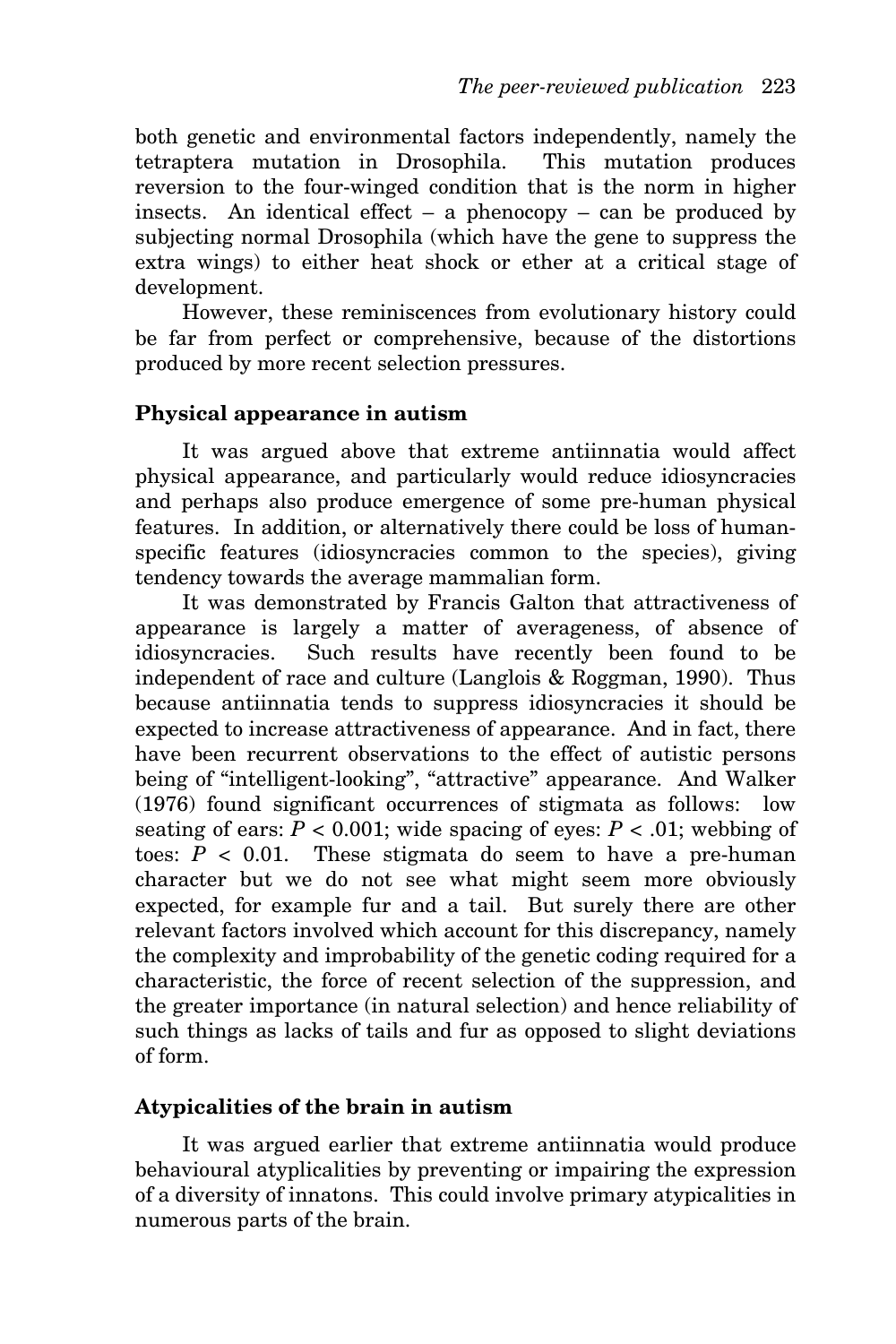both genetic and environmental factors independently, namely the tetraptera mutation in Drosophila. This mutation produces reversion to the four-winged condition that is the norm in higher insects. An identical effect – a phenocopy – can be produced by subjecting normal Drosophila (which have the gene to suppress the extra wings) to either heat shock or ether at a critical stage of development.

However, these reminiscences from evolutionary history could be far from perfect or comprehensive, because of the distortions produced by more recent selection pressures.

### Physical appearance in autism

It was argued above that extreme antiinnatia would affect physical appearance, and particularly would reduce idiosyncracies and perhaps also produce emergence of some pre-human physical features. In addition, or alternatively there could be loss of human-specific features (idiosyncracies common to the species), giving tendency towards the average mammalian form.

It was demonstrated by Francis Galton that attractiveness of appearance is largely a matter of averageness, of absence of idiosyncracies. Such results have recently been found to be independent of race and culture (Langlois & Roggman, 1990). Thus because antiinnatia tends to suppress idiosyncracies it should be expected to increase attractiveness of appearance. And in fact, there have been recurrent observations to the effect of autistic persons being of "intelligent-looking", "attractive" appearance. And Walker (1976) found significant occurrences of stigmata as follows: low seating of ears: $P < 0.001$; wide spacing of eyes: $P < .01$; webbing of toes: $P < 0.01$. These stigmata do seem to have a pre-human character but we do not see what might seem more obviously expected, for example fur and a tail. But surely there are other relevant factors involved which account for this discrepancy, namely the complexity and improbability of the genetic coding required for a characteristic, the force of recent selection of the suppression, and the greater importance (in natural selection) and hence reliability of such things as lacks of tails and fur as opposed to slight deviations of form.

### Atypicalities of the brain in autism

It was argued earlier that extreme antiinnatia would produce behavioural atyplicalities by preventing or impairing the expression of a diversity of innatons. This could involve primary atypicalities in numerous parts of the brain.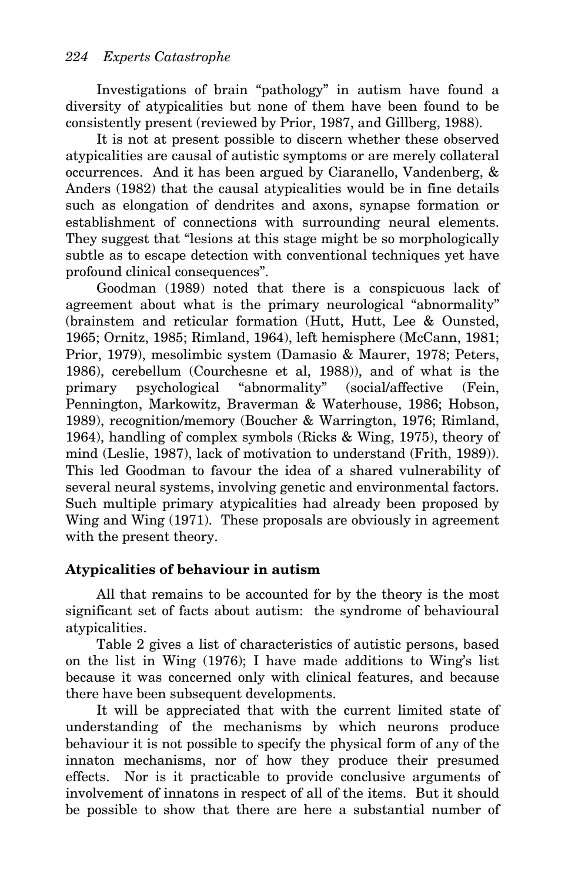Investigations of brain "pathology" in autism have found a diversity of atypicalities but none of them have been found to be consistently present (reviewed by Prior, 1987, and Gillberg, 1988).

It is not at present possible to discern whether these observed atypicalities are causal of autistic symptoms or are merely collateral occurrences. And it has been argued by Ciaranello, Vandenberg, & Anders (1982) that the causal atypicalities would be in fine details such as elongation of dendrites and axons, synapse formation or establishment of connections with surrounding neural elements. They suggest that "lesions at this stage might be so morphologically subtle as to escape detection with conventional techniques yet have profound clinical consequences".

Goodman (1989) noted that there is a conspicuous lack of agreement about what is the primary neurological "abnormality" (brainstem and reticular formation (Hutt, Hutt, Lee & Ounsted, 1965; Ornitz, 1985; Rimland, 1964), left hemisphere (McCann, 1981; Prior, 1979), mesolimbic system (Damasio & Maurer, 1978; Peters, 1986), cerebellum (Courchesne et al, 1988)), and of what is the primary psychological "abnormality" (social/affective (Fein, Pennington, Markowitz, Braverman & Waterhouse, 1986; Hobson, 1989), recognition/memory (Boucher & Warrington, 1976; Rimland, 1964), handling of complex symbols (Ricks & Wing, 1975), theory of mind (Leslie, 1987), lack of motivation to understand (Frith, 1989)). This led Goodman to favour the idea of a shared vulnerability of several neural systems, involving genetic and environmental factors. Such multiple primary atypicalities had already been proposed by Wing and Wing (1971). These proposals are obviously in agreement with the present theory.

### Atypicalities of behaviour in autism

All that remains to be accounted for by the theory is the most significant set of facts about autism: the syndrome of behavioural atypicalities.

Table 2 gives a list of characteristics of autistic persons, based on the list in Wing (1976); I have made additions to Wing's list because it was concerned only with clinical features, and because there have been subsequent developments.

It will be appreciated that with the current limited state of understanding of the mechanisms by which neurons produce behaviour it is not possible to specify the physical form of any of the innaton mechanisms, nor of how they produce their presumed effects. Nor is it practicable to provide conclusive arguments of involvement of innatons in respect of all of the items. But it should be possible to show that there are here a substantial number of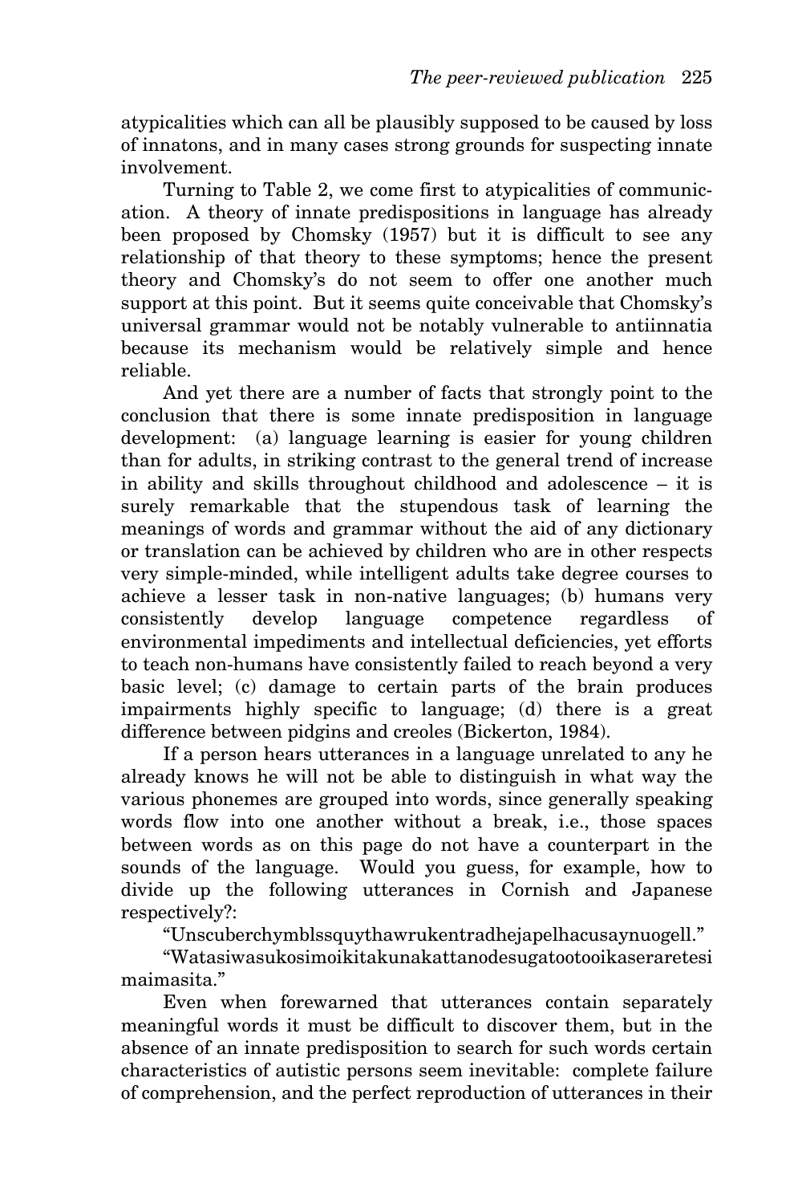atypicalities which can all be plausibly supposed to be caused by loss of innatons, and in many cases strong grounds for suspecting innate involvement.

Turning to Table 2, we come first to atypicalities of communication. A theory of innate predispositions in language has already been proposed by Chomsky (1957) but it is difficult to see any relationship of that theory to these symptoms; hence the present theory and Chomsky's do not seem to offer one another much support at this point. But it seems quite conceivable that Chomsky's universal grammar would not be notably vulnerable to antiinnatia because its mechanism would be relatively simple and hence reliable.

And yet there are a number of facts that strongly point to the conclusion that there is some innate predisposition in language development: (a) language learning is easier for young children than for adults, in striking contrast to the general trend of increase in ability and skills throughout childhood and adolescence – it is surely remarkable that the stupendous task of learning the meanings of words and grammar without the aid of any dictionary or translation can be achieved by children who are in other respects very simple-minded, while intelligent adults take degree courses to achieve a lesser task in non-native languages; (b) humans very consistently develop language competence regardless of environmental impediments and intellectual deficiencies, yet efforts to teach non-humans have consistently failed to reach beyond a very basic level; (c) damage to certain parts of the brain produces impairments highly specific to language; (d) there is a great difference between pidgins and creoles (Bickerton, 1984).

If a person hears utterances in a language unrelated to any he already knows he will not be able to distinguish in what way the various phonemes are grouped into words, since generally speaking words flow into one another without a break, i.e., those spaces between words as on this page do not have a counterpart in the sounds of the language. Would you guess, for example, how to divide up the following utterances in Cornish and Japanese respectively?:

"Unscuberchymblssquythawrukentradhejapelhacusaynuogell."

"Watasiwasukosimoikitakunakattanodesugatootooikaseraretesimaimasita."

Even when forewarned that utterances contain separately meaningful words it must be difficult to discover them, but in the absence of an innate predisposition to search for such words certain characteristics of autistic persons seem inevitable: complete failure of comprehension, and the perfect reproduction of utterances in their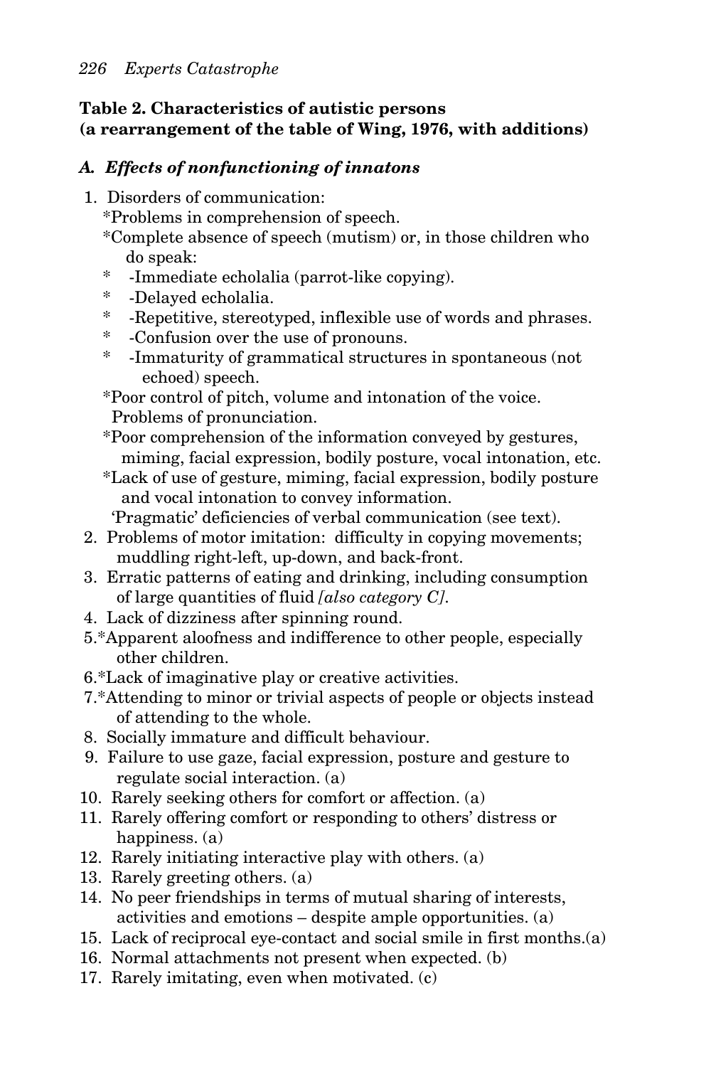**Table 2. Characteristics of autistic persons (a rearrangement of the table of Wing, 1976, with additions)**

### *A. Effects of nonfunctioning of innatons*

1. Disorders of communication:
   *Problems in comprehension of speech.
   *Complete absence of speech (mutism) or, in those children who do speak:
   * -Immediate echolalia (parrot-like copying).
   * -Delayed echolalia.
   * -Repetitive, stereotyped, inflexible use of words and phrases.
   * -Confusion over the use of pronouns.
   * -Immaturity of grammatical structures in spontaneous (not echoed) speech.

   *Poor control of pitch, volume and intonation of the voice. Problems of pronunciation.
   *Poor comprehension of the information conveyed by gestures, miming, facial expression, bodily posture, vocal intonation, etc.
   *Lack of use of gesture, miming, facial expression, bodily posture and vocal intonation to convey information.
   'Pragmatic' deficiencies of verbal communication (see text).
2. Problems of motor imitation: difficulty in copying movements; muddling right-left, up-down, and back-front.
3. Erratic patterns of eating and drinking, including consumption of large quantities of fluid *[also category C]*.
4. Lack of dizziness after spinning round.
5. *Apparent aloofness and indifference to other people, especially other children.
6. *Lack of imaginative play or creative activities.
7. *Attending to minor or trivial aspects of people or objects instead of attending to the whole.
8. Socially immature and difficult behaviour.
9. Failure to use gaze, facial expression, posture and gesture to regulate social interaction. (a)
10. Rarely seeking others for comfort or affection. (a)
11. Rarely offering comfort or responding to others' distress or happiness. (a)
12. Rarely initiating interactive play with others. (a)
13. Rarely greeting others. (a)
14. No peer friendships in terms of mutual sharing of interests, activities and emotions – despite ample opportunities. (a)
15. Lack of reciprocal eye-contact and social smile in first months.(a)
16. Normal attachments not present when expected. (b)
17. Rarely imitating, even when motivated. (c)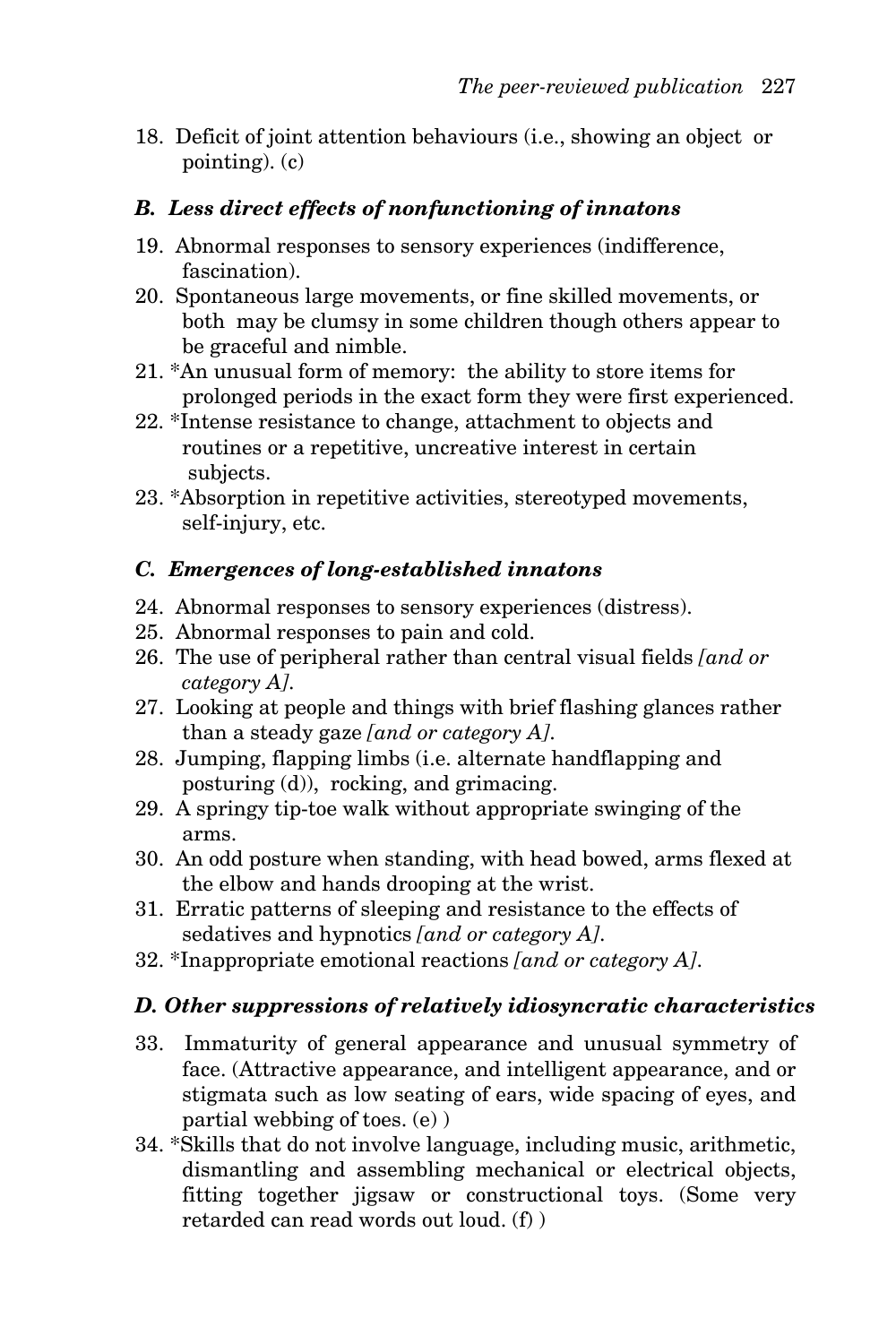18. Deficit of joint attention behaviours (i.e., showing an object or pointing). (c)

### *B. Less direct effects of nonfunctioning of innatons*

19. Abnormal responses to sensory experiences (indifference, fascination).
20. Spontaneous large movements, or fine skilled movements, or both may be clumsy in some children though others appear to be graceful and nimble.
21. *An unusual form of memory: the ability to store items for prolonged periods in the exact form they were first experienced.
22. *Intense resistance to change, attachment to objects and routines or a repetitive, uncreative interest in certain subjects.
23. *Absorption in repetitive activities, stereotyped movements, self-injury, etc.

### *C. Emergences of long-established innatons*

24. Abnormal responses to sensory experiences (distress).
25. Abnormal responses to pain and cold.
26. The use of peripheral rather than central visual fields *[and or category A]*.
27. Looking at people and things with brief flashing glances rather than a steady gaze *[and or category A]*.
28. Jumping, flapping limbs (i.e. alternate handflapping and posturing (d)), rocking, and grimacing.
29. A springy tip-toe walk without appropriate swinging of the arms.
30. An odd posture when standing, with head bowed, arms flexed at the elbow and hands drooping at the wrist.
31. Erratic patterns of sleeping and resistance to the effects of sedatives and hypnotics *[and or category A]*.
32. *Inappropriate emotional reactions *[and or category A]*.

### *D. Other suppressions of relatively idiosyncratic characteristics*

33. Immaturity of general appearance and unusual symmetry of face. (Attractive appearance, and intelligent appearance, and or stigmata such as low seating of ears, wide spacing of eyes, and partial webbing of toes. (e) )
34. *Skills that do not involve language, including music, arithmetic, dismantling and assembling mechanical or electrical objects, fitting together jigsaw or constructional toys. (Some very retarded can read words out loud. (f) )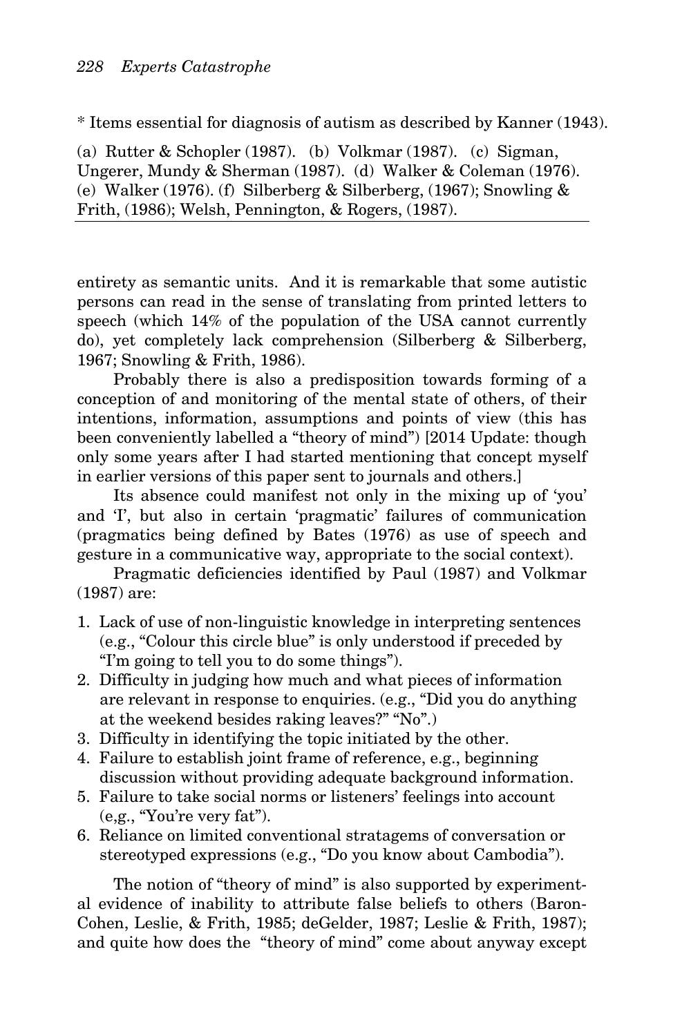* Items essential for diagnosis of autism as described by Kanner (1943).

(a) Rutter & Schopler (1987). (b) Volkmar (1987). (c) Sigman, Ungerer, Mundy & Sherman (1987). (d) Walker & Coleman (1976). (e) Walker (1976). (f) Silberberg & Silberberg, (1967); Snowling & Frith, (1986); Welsh, Pennington, & Rogers, (1987).

---

entirety as semantic units. And it is remarkable that some autistic persons can read in the sense of translating from printed letters to speech (which 14% of the population of the USA cannot currently do), yet completely lack comprehension (Silberberg & Silberberg, 1967; Snowling & Frith, 1986).

Probably there is also a predisposition towards forming of a conception of and monitoring of the mental state of others, of their intentions, information, assumptions and points of view (this has been conveniently labelled a "theory of mind") [2014 Update: though only some years after I had started mentioning that concept myself in earlier versions of this paper sent to journals and others.]

Its absence could manifest not only in the mixing up of 'you' and 'I', but also in certain 'pragmatic' failures of communication (pragmatics being defined by Bates (1976) as use of speech and gesture in a communicative way, appropriate to the social context).

Pragmatic deficiencies identified by Paul (1987) and Volkmar (1987) are:

1. Lack of use of non-linguistic knowledge in interpreting sentences (e.g., "Colour this circle blue" is only understood if preceded by "I'm going to tell you to do some things").
2. Difficulty in judging how much and what pieces of information are relevant in response to enquiries. (e.g., "Did you do anything at the weekend besides raking leaves?" "No".)
3. Difficulty in identifying the topic initiated by the other.
4. Failure to establish joint frame of reference, e.g., beginning discussion without providing adequate background information.
5. Failure to take social norms or listeners' feelings into account (e,g., "You're very fat").
6. Reliance on limited conventional stratagems of conversation or stereotyped expressions (e.g., "Do you know about Cambodia").

The notion of "theory of mind" is also supported by experimental evidence of inability to attribute false beliefs to others (Baron-Cohen, Leslie, & Frith, 1985; deGelder, 1987; Leslie & Frith, 1987); and quite how does the "theory of mind" come about anyway except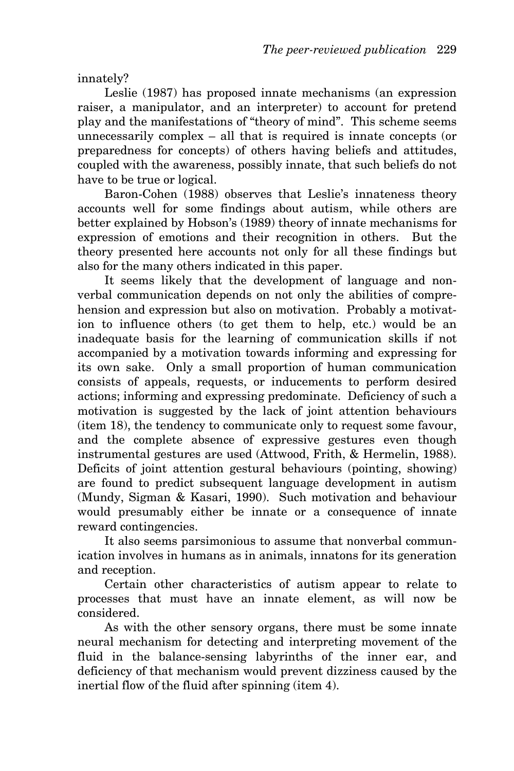innately?

Leslie (1987) has proposed innate mechanisms (an expression raiser, a manipulator, and an interpreter) to account for pretend play and the manifestations of "theory of mind". This scheme seems unnecessarily complex – all that is required is innate concepts (or preparedness for concepts) of others having beliefs and attitudes, coupled with the awareness, possibly innate, that such beliefs do not have to be true or logical.

Baron-Cohen (1988) observes that Leslie's innateness theory accounts well for some findings about autism, while others are better explained by Hobson's (1989) theory of innate mechanisms for expression of emotions and their recognition in others. But the theory presented here accounts not only for all these findings but also for the many others indicated in this paper.

It seems likely that the development of language and nonverbal communication depends on not only the abilities of comprehension and expression but also on motivation. Probably a motivation to influence others (to get them to help, etc.) would be an inadequate basis for the learning of communication skills if not accompanied by a motivation towards informing and expressing for its own sake. Only a small proportion of human communication consists of appeals, requests, or inducements to perform desired actions; informing and expressing predominate. Deficiency of such a motivation is suggested by the lack of joint attention behaviours (item 18), the tendency to communicate only to request some favour, and the complete absence of expressive gestures even though instrumental gestures are used (Attwood, Frith, & Hermelin, 1988). Deficits of joint attention gestural behaviours (pointing, showing) are found to predict subsequent language development in autism (Mundy, Sigman & Kasari, 1990). Such motivation and behaviour would presumably either be innate or a consequence of innate reward contingencies.

It also seems parsimonious to assume that nonverbal communication involves in humans as in animals, innatons for its generation and reception.

Certain other characteristics of autism appear to relate to processes that must have an innate element, as will now be considered.

As with the other sensory organs, there must be some innate neural mechanism for detecting and interpreting movement of the fluid in the balance-sensing labyrinths of the inner ear, and deficiency of that mechanism would prevent dizziness caused by the inertial flow of the fluid after spinning (item 4).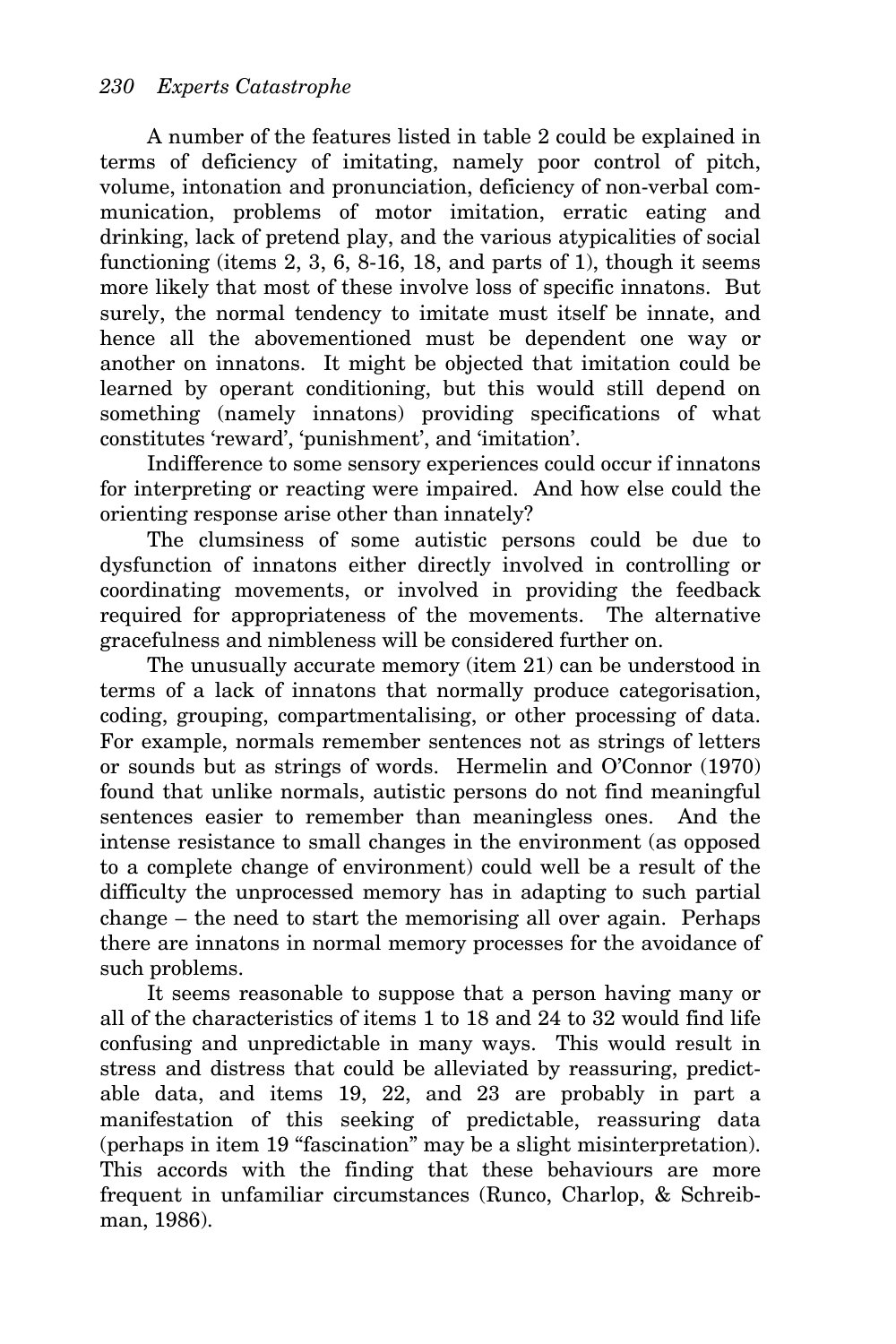A number of the features listed in table 2 could be explained in terms of deficiency of imitating, namely poor control of pitch, volume, intonation and pronunciation, deficiency of non-verbal communication, problems of motor imitation, erratic eating and drinking, lack of pretend play, and the various atypicalities of social functioning (items 2, 3, 6, 8-16, 18, and parts of 1), though it seems more likely that most of these involve loss of specific innatons. But surely, the normal tendency to imitate must itself be innate, and hence all the abovementioned must be dependent one way or another on innatons. It might be objected that imitation could be learned by operant conditioning, but this would still depend on something (namely innatons) providing specifications of what constitutes 'reward', 'punishment', and 'imitation'.

Indifference to some sensory experiences could occur if innatons for interpreting or reacting were impaired. And how else could the orienting response arise other than innately?

The clumsiness of some autistic persons could be due to dysfunction of innatons either directly involved in controlling or coordinating movements, or involved in providing the feedback required for appropriateness of the movements. The alternative gracefulness and nimbleness will be considered further on.

The unusually accurate memory (item 21) can be understood in terms of a lack of innatons that normally produce categorisation, coding, grouping, compartmentalising, or other processing of data. For example, normals remember sentences not as strings of letters or sounds but as strings of words. Hermelin and O'Connor (1970) found that unlike normals, autistic persons do not find meaningful sentences easier to remember than meaningless ones. And the intense resistance to small changes in the environment (as opposed to a complete change of environment) could well be a result of the difficulty the unprocessed memory has in adapting to such partial change – the need to start the memorising all over again. Perhaps there are innatons in normal memory processes for the avoidance of such problems.

It seems reasonable to suppose that a person having many or all of the characteristics of items 1 to 18 and 24 to 32 would find life confusing and unpredictable in many ways. This would result in stress and distress that could be alleviated by reassuring, predictable data, and items 19, 22, and 23 are probably in part a manifestation of this seeking of predictable, reassuring data (perhaps in item 19 "fascination" may be a slight misinterpretation). This accords with the finding that these behaviours are more frequent in unfamiliar circumstances (Runco, Charlop, & Schreibman, 1986).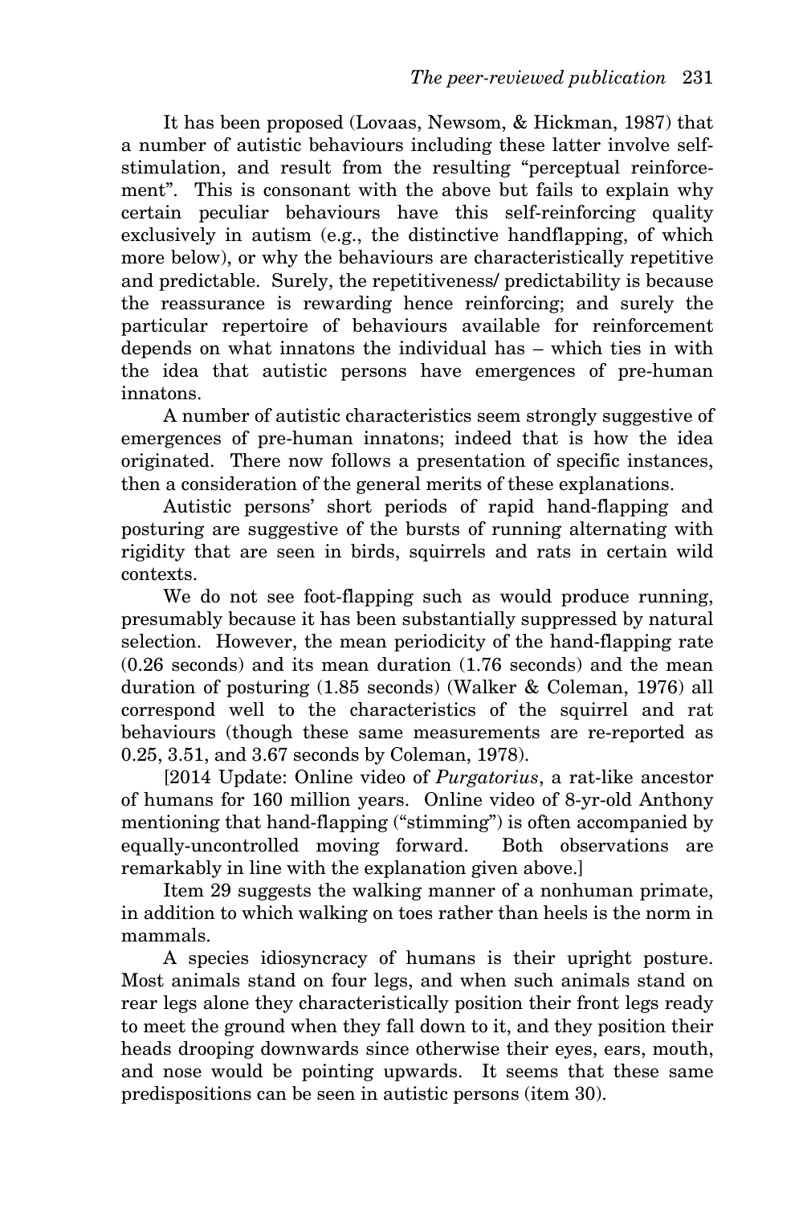It has been proposed (Lovaas, Newsom, & Hickman, 1987) that a number of autistic behaviours including these latter involve self-stimulation, and result from the resulting "perceptual reinforcement". This is consonant with the above but fails to explain why certain peculiar behaviours have this self-reinforcing quality exclusively in autism (e.g., the distinctive handflapping, of which more below), or why the behaviours are characteristically repetitive and predictable. Surely, the repetitiveness/ predictability is because the reassurance is rewarding hence reinforcing; and surely the particular repertoire of behaviours available for reinforcement depends on what innatons the individual has – which ties in with the idea that autistic persons have emergences of pre-human innatons.

A number of autistic characteristics seem strongly suggestive of emergences of pre-human innatons; indeed that is how the idea originated. There now follows a presentation of specific instances, then a consideration of the general merits of these explanations.

Autistic persons' short periods of rapid hand-flapping and posturing are suggestive of the bursts of running alternating with rigidity that are seen in birds, squirrels and rats in certain wild contexts.

We do not see foot-flapping such as would produce running, presumably because it has been substantially suppressed by natural selection. However, the mean periodicity of the hand-flapping rate (0.26 seconds) and its mean duration (1.76 seconds) and the mean duration of posturing (1.85 seconds) (Walker & Coleman, 1976) all correspond well to the characteristics of the squirrel and rat behaviours (though these same measurements are re-reported as 0.25, 3.51, and 3.67 seconds by Coleman, 1978).

[2014 Update: Online video of *Purgatorius*, a rat-like ancestor of humans for 160 million years. Online video of 8-yr-old Anthony mentioning that hand-flapping ("stimming") is often accompanied by equally-uncontrolled moving forward. Both observations are remarkably in line with the explanation given above.]

Item 29 suggests the walking manner of a nonhuman primate, in addition to which walking on toes rather than heels is the norm in mammals.

A species idiosyncracy of humans is their upright posture. Most animals stand on four legs, and when such animals stand on rear legs alone they characteristically position their front legs ready to meet the ground when they fall down to it, and they position their heads drooping downwards since otherwise their eyes, ears, mouth, and nose would be pointing upwards. It seems that these same predispositions can be seen in autistic persons (item 30).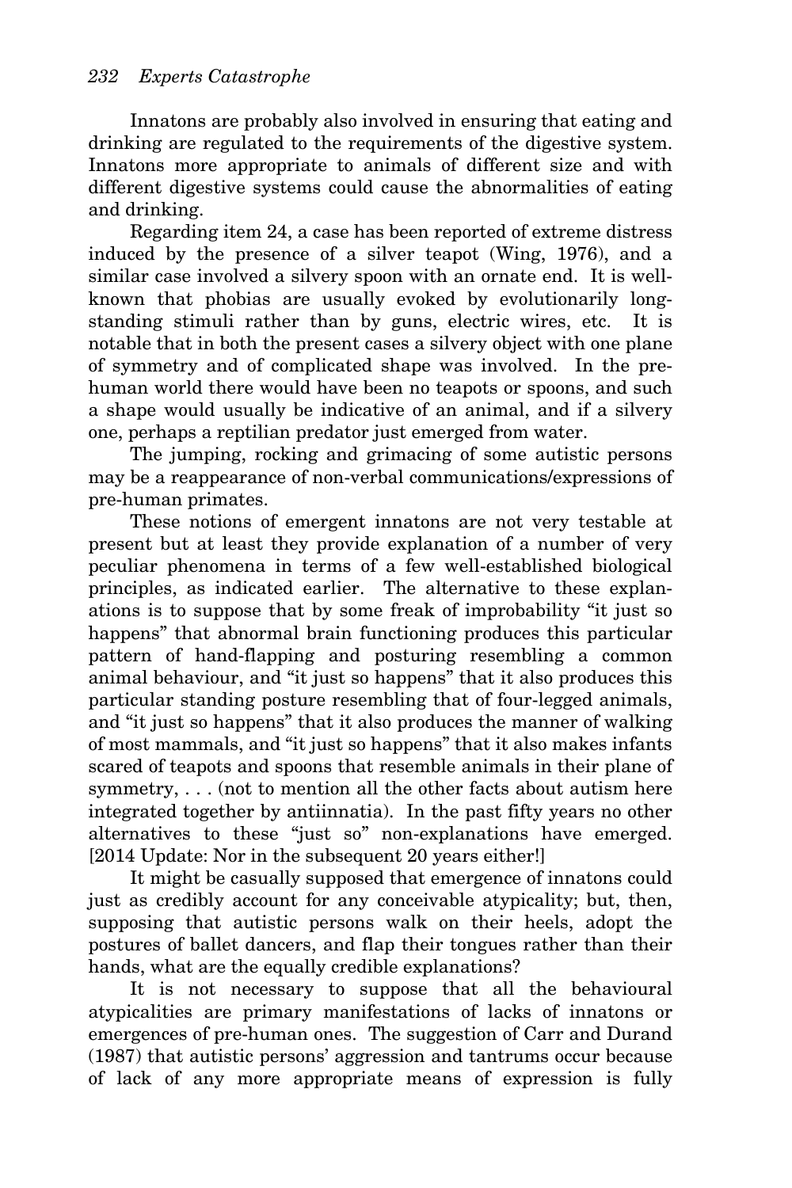Innatons are probably also involved in ensuring that eating and drinking are regulated to the requirements of the digestive system. Innatons more appropriate to animals of different size and with different digestive systems could cause the abnormalities of eating and drinking.

Regarding item 24, a case has been reported of extreme distress induced by the presence of a silver teapot (Wing, 1976), and a similar case involved a silvery spoon with an ornate end. It is well-known that phobias are usually evoked by evolutionarily long-standing stimuli rather than by guns, electric wires, etc. It is notable that in both the present cases a silvery object with one plane of symmetry and of complicated shape was involved. In the pre-human world there would have been no teapots or spoons, and such a shape would usually be indicative of an animal, and if a silvery one, perhaps a reptilian predator just emerged from water.

The jumping, rocking and grimacing of some autistic persons may be a reappearance of non-verbal communications/expressions of pre-human primates.

These notions of emergent innatons are not very testable at present but at least they provide explanation of a number of very peculiar phenomena in terms of a few well-established biological principles, as indicated earlier. The alternative to these explanations is to suppose that by some freak of improbability "it just so happens" that abnormal brain functioning produces this particular pattern of hand-flapping and posturing resembling a common animal behaviour, and "it just so happens" that it also produces this particular standing posture resembling that of four-legged animals, and "it just so happens" that it also produces the manner of walking of most mammals, and "it just so happens" that it also makes infants scared of teapots and spoons that resemble animals in their plane of symmetry, . . . (not to mention all the other facts about autism here integrated together by antiinnatia). In the past fifty years no other alternatives to these "just so" non-explanations have emerged. [2014 Update: Nor in the subsequent 20 years either!]

It might be casually supposed that emergence of innatons could just as credibly account for any conceivable atypicality; but, then, supposing that autistic persons walk on their heels, adopt the postures of ballet dancers, and flap their tongues rather than their hands, what are the equally credible explanations?

It is not necessary to suppose that all the behavioural atypicalities are primary manifestations of lacks of innatons or emergences of pre-human ones. The suggestion of Carr and Durand (1987) that autistic persons' aggression and tantrums occur because of lack of any more appropriate means of expression is fully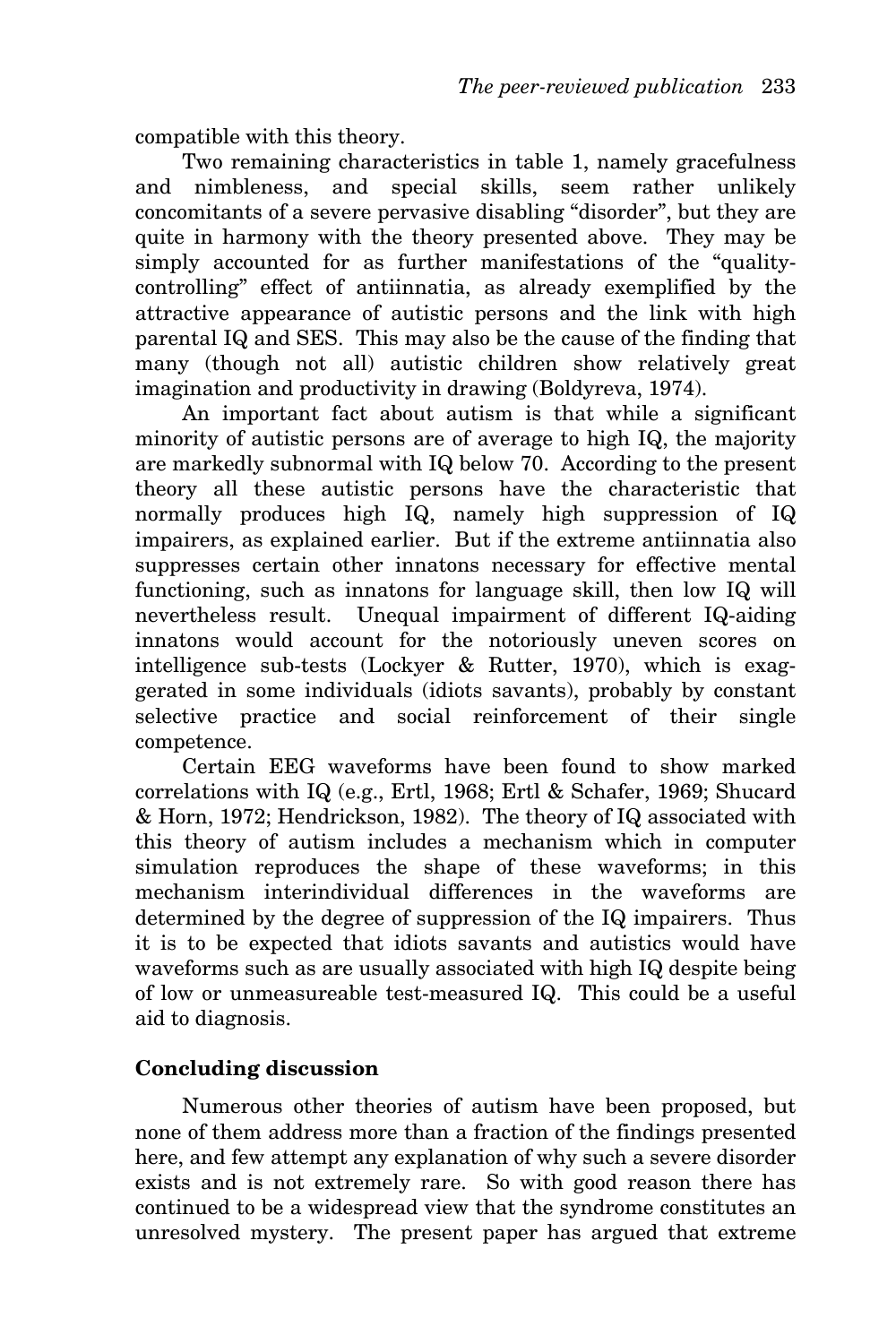compatible with this theory.

Two remaining characteristics in table 1, namely gracefulness and nimbleness, and special skills, seem rather unlikely concomitants of a severe pervasive disabling "disorder", but they are quite in harmony with the theory presented above. They may be simply accounted for as further manifestations of the "quality-controlling" effect of antiinnatia, as already exemplified by the attractive appearance of autistic persons and the link with high parental IQ and SES. This may also be the cause of the finding that many (though not all) autistic children show relatively great imagination and productivity in drawing (Boldyreva, 1974).

An important fact about autism is that while a significant minority of autistic persons are of average to high IQ, the majority are markedly subnormal with IQ below 70. According to the present theory all these autistic persons have the characteristic that normally produces high IQ, namely high suppression of IQ impairers, as explained earlier. But if the extreme antiinnatia also suppresses certain other innatons necessary for effective mental functioning, such as innatons for language skill, then low IQ will nevertheless result. Unequal impairment of different IQ-aiding innatons would account for the notoriously uneven scores on intelligence sub-tests (Lockyer & Rutter, 1970), which is exaggerated in some individuals (idiots savants), probably by constant selective practice and social reinforcement of their single competence.

Certain EEG waveforms have been found to show marked correlations with IQ (e.g., Ertl, 1968; Ertl & Schafer, 1969; Shucard & Horn, 1972; Hendrickson, 1982). The theory of IQ associated with this theory of autism includes a mechanism which in computer simulation reproduces the shape of these waveforms; in this mechanism interindividual differences in the waveforms are determined by the degree of suppression of the IQ impairers. Thus it is to be expected that idiots savants and autistics would have waveforms such as are usually associated with high IQ despite being of low or unmeasureable test-measured IQ. This could be a useful aid to diagnosis.

## Concluding discussion

Numerous other theories of autism have been proposed, but none of them address more than a fraction of the findings presented here, and few attempt any explanation of why such a severe disorder exists and is not extremely rare. So with good reason there has continued to be a widespread view that the syndrome constitutes an unresolved mystery. The present paper has argued that extreme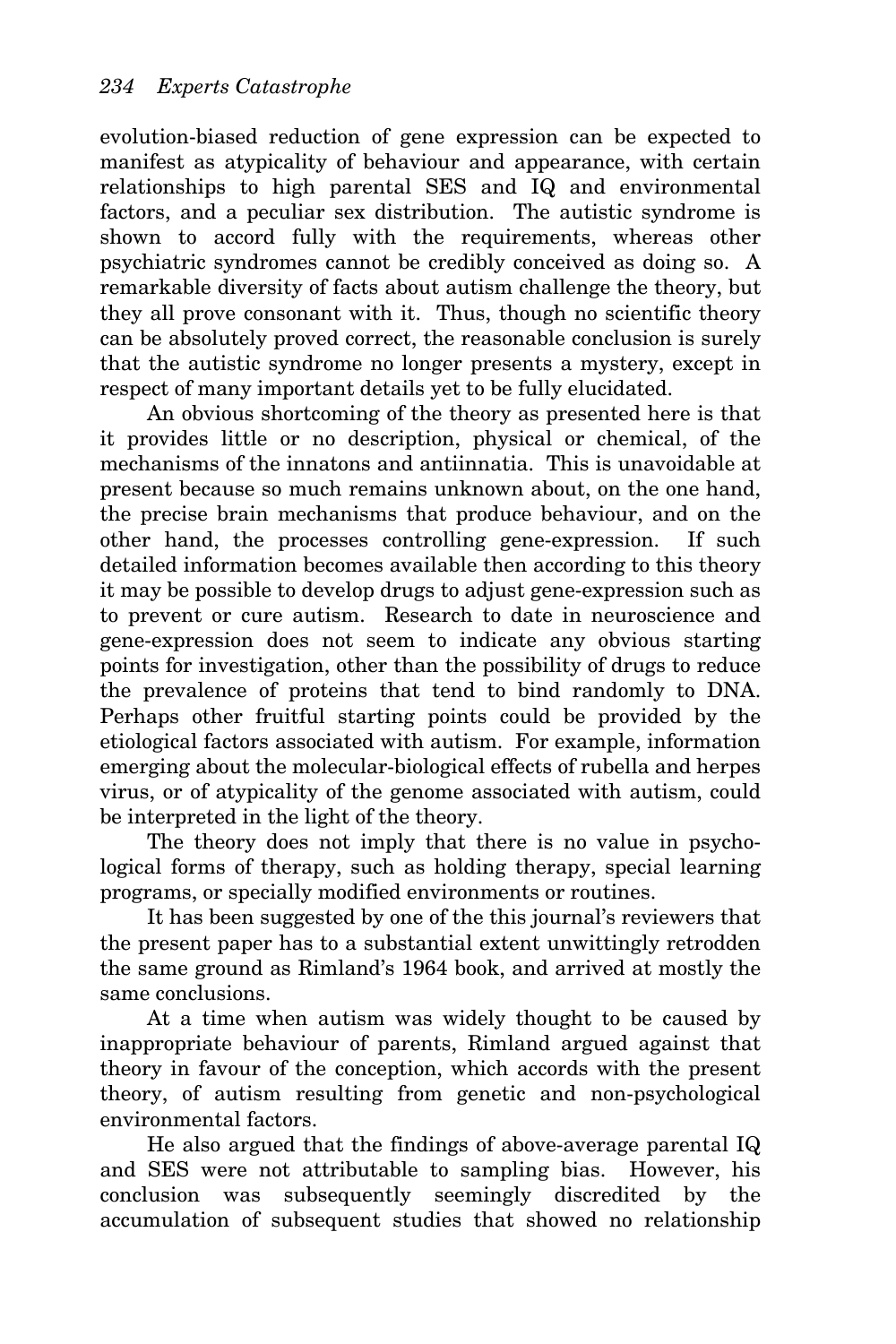evolution-biased reduction of gene expression can be expected to manifest as atypicality of behaviour and appearance, with certain relationships to high parental SES and IQ and environmental factors, and a peculiar sex distribution. The autistic syndrome is shown to accord fully with the requirements, whereas other psychiatric syndromes cannot be credibly conceived as doing so. A remarkable diversity of facts about autism challenge the theory, but they all prove consonant with it. Thus, though no scientific theory can be absolutely proved correct, the reasonable conclusion is surely that the autistic syndrome no longer presents a mystery, except in respect of many important details yet to be fully elucidated.

An obvious shortcoming of the theory as presented here is that it provides little or no description, physical or chemical, of the mechanisms of the innatons and antiinnatia. This is unavoidable at present because so much remains unknown about, on the one hand, the precise brain mechanisms that produce behaviour, and on the other hand, the processes controlling gene-expression. If such detailed information becomes available then according to this theory it may be possible to develop drugs to adjust gene-expression such as to prevent or cure autism. Research to date in neuroscience and gene-expression does not seem to indicate any obvious starting points for investigation, other than the possibility of drugs to reduce the prevalence of proteins that tend to bind randomly to DNA. Perhaps other fruitful starting points could be provided by the etiological factors associated with autism. For example, information emerging about the molecular-biological effects of rubella and herpes virus, or of atypicality of the genome associated with autism, could be interpreted in the light of the theory.

The theory does not imply that there is no value in psychological forms of therapy, such as holding therapy, special learning programs, or specially modified environments or routines.

It has been suggested by one of the this journal's reviewers that the present paper has to a substantial extent unwittingly retrodden the same ground as Rimland's 1964 book, and arrived at mostly the same conclusions.

At a time when autism was widely thought to be caused by inappropriate behaviour of parents, Rimland argued against that theory in favour of the conception, which accords with the present theory, of autism resulting from genetic and non-psychological environmental factors.

He also argued that the findings of above-average parental IQ and SES were not attributable to sampling bias. However, his conclusion was subsequently seemingly discredited by the accumulation of subsequent studies that showed no relationship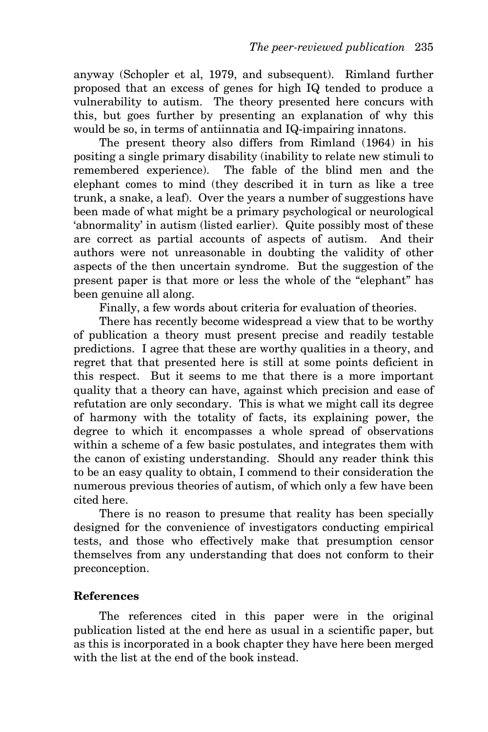anyway (Schopler et al, 1979, and subsequent). Rimland further proposed that an excess of genes for high IQ tended to produce a vulnerability to autism. The theory presented here concurs with this, but goes further by presenting an explanation of why this would be so, in terms of antiinnatia and IQ-impairing innatons.

The present theory also differs from Rimland (1964) in his positing a single primary disability (inability to relate new stimuli to remembered experience). The fable of the blind men and the elephant comes to mind (they described it in turn as like a tree trunk, a snake, a leaf). Over the years a number of suggestions have been made of what might be a primary psychological or neurological 'abnormality' in autism (listed earlier). Quite possibly most of these are correct as partial accounts of aspects of autism. And their authors were not unreasonable in doubting the validity of other aspects of the then uncertain syndrome. But the suggestion of the present paper is that more or less the whole of the "elephant" has been genuine all along.

Finally, a few words about criteria for evaluation of theories.

There has recently become widespread a view that to be worthy of publication a theory must present precise and readily testable predictions. I agree that these are worthy qualities in a theory, and regret that that presented here is still at some points deficient in this respect. But it seems to me that there is a more important quality that a theory can have, against which precision and ease of refutation are only secondary. This is what we might call its degree of harmony with the totality of facts, its explaining power, the degree to which it encompasses a whole spread of observations within a scheme of a few basic postulates, and integrates them with the canon of existing understanding. Should any reader think this to be an easy quality to obtain, I commend to their consideration the numerous previous theories of autism, of which only a few have been cited here.

There is no reason to presume that reality has been specially designed for the convenience of investigators conducting empirical tests, and those who effectively make that presumption censor themselves from any understanding that does not conform to their preconception.

## References

The references cited in this paper were in the original publication listed at the end here as usual in a scientific paper, but as this is incorporated in a book chapter they have here been merged with the list at the end of the book instead.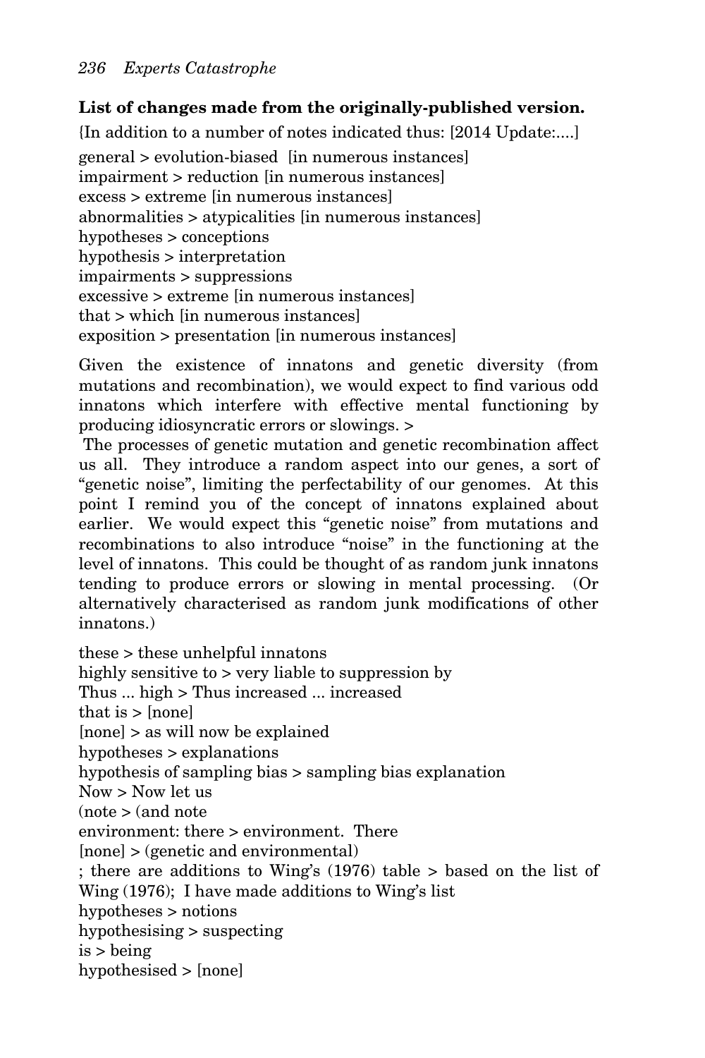**List of changes made from the originally-published version.**

{In addition to a number of notes indicated thus: [2014 Update:....]

general > evolution-biased [in numerous instances]
impairment > reduction [in numerous instances]
excess > extreme [in numerous instances]
abnormalities > atypicalities [in numerous instances]
hypotheses > conceptions
hypothesis > interpretation
impairments > suppressions
excessive > extreme [in numerous instances]
that > which [in numerous instances]
exposition > presentation [in numerous instances]

Given the existence of innatons and genetic diversity (from mutations and recombination), we would expect to find various odd innatons which interfere with effective mental functioning by producing idiosyncratic errors or slowings. >

The processes of genetic mutation and genetic recombination affect us all. They introduce a random aspect into our genes, a sort of "genetic noise", limiting the perfectability of our genomes. At this point I remind you of the concept of innatons explained about earlier. We would expect this "genetic noise" from mutations and recombinations to also introduce "noise" in the functioning at the level of innatons. This could be thought of as random junk innatons tending to produce errors or slowing in mental processing. (Or alternatively characterised as random junk modifications of other innatons.)

these > these unhelpful innatons
highly sensitive to > very liable to suppression by
Thus ... high > Thus increased ... increased
that is > [none]
[none] > as will now be explained
hypotheses > explanations
hypothesis of sampling bias > sampling bias explanation
Now > Now let us
(note > (and note
environment: there > environment. There
[none] > (genetic and environmental)
; there are additions to Wing's (1976) table > based on the list of Wing (1976); I have made additions to Wing's list
hypotheses > notions
hypothesising > suspecting
is > being
hypothesised > [none]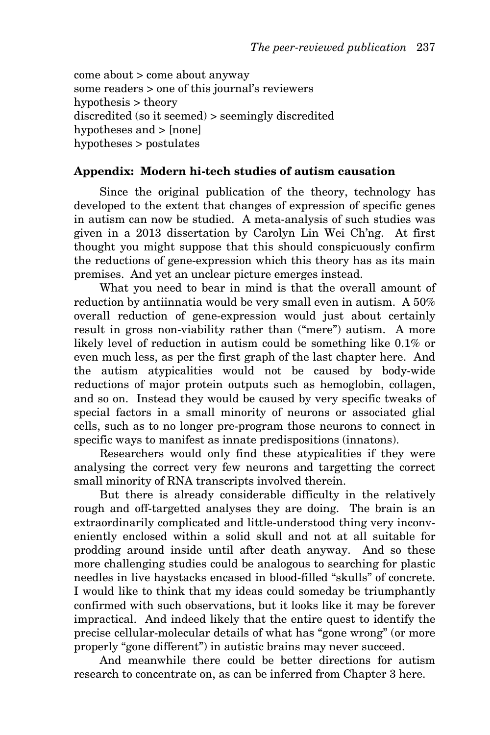come about > come about anyway
some readers > one of this journal's reviewers
hypothesis > theory
discredited (so it seemed) > seemingly discredited
hypotheses and > [none]
hypotheses > postulates

## Appendix: Modern hi-tech studies of autism causation

Since the original publication of the theory, technology has developed to the extent that changes of expression of specific genes in autism can now be studied. A meta-analysis of such studies was given in a 2013 dissertation by Carolyn Lin Wei Ch'ng. At first thought you might suppose that this should conspicuously confirm the reductions of gene-expression which this theory has as its main premises. And yet an unclear picture emerges instead.

What you need to bear in mind is that the overall amount of reduction by antiinnatia would be very small even in autism. A 50% overall reduction of gene-expression would just about certainly result in gross non-viability rather than ("mere") autism. A more likely level of reduction in autism could be something like 0.1% or even much less, as per the first graph of the last chapter here. And the autism atypicalities would not be caused by body-wide reductions of major protein outputs such as hemoglobin, collagen, and so on. Instead they would be caused by very specific tweaks of special factors in a small minority of neurons or associated glial cells, such as to no longer pre-program those neurons to connect in specific ways to manifest as innate predispositions (innatons).

Researchers would only find these atypicalities if they were analysing the correct very few neurons and targetting the correct small minority of RNA transcripts involved therein.

But there is already considerable difficulty in the relatively rough and off-targetted analyses they are doing. The brain is an extraordinarily complicated and little-understood thing very inconveniently enclosed within a solid skull and not at all suitable for prodding around inside until after death anyway. And so these more challenging studies could be analogous to searching for plastic needles in live haystacks encased in blood-filled "skulls" of concrete. I would like to think that my ideas could someday be triumphantly confirmed with such observations, but it looks like it may be forever impractical. And indeed likely that the entire quest to identify the precise cellular-molecular details of what has "gone wrong" (or more properly "gone different") in autistic brains may never succeed.

And meanwhile there could be better directions for autism research to concentrate on, as can be inferred from Chapter 3 here.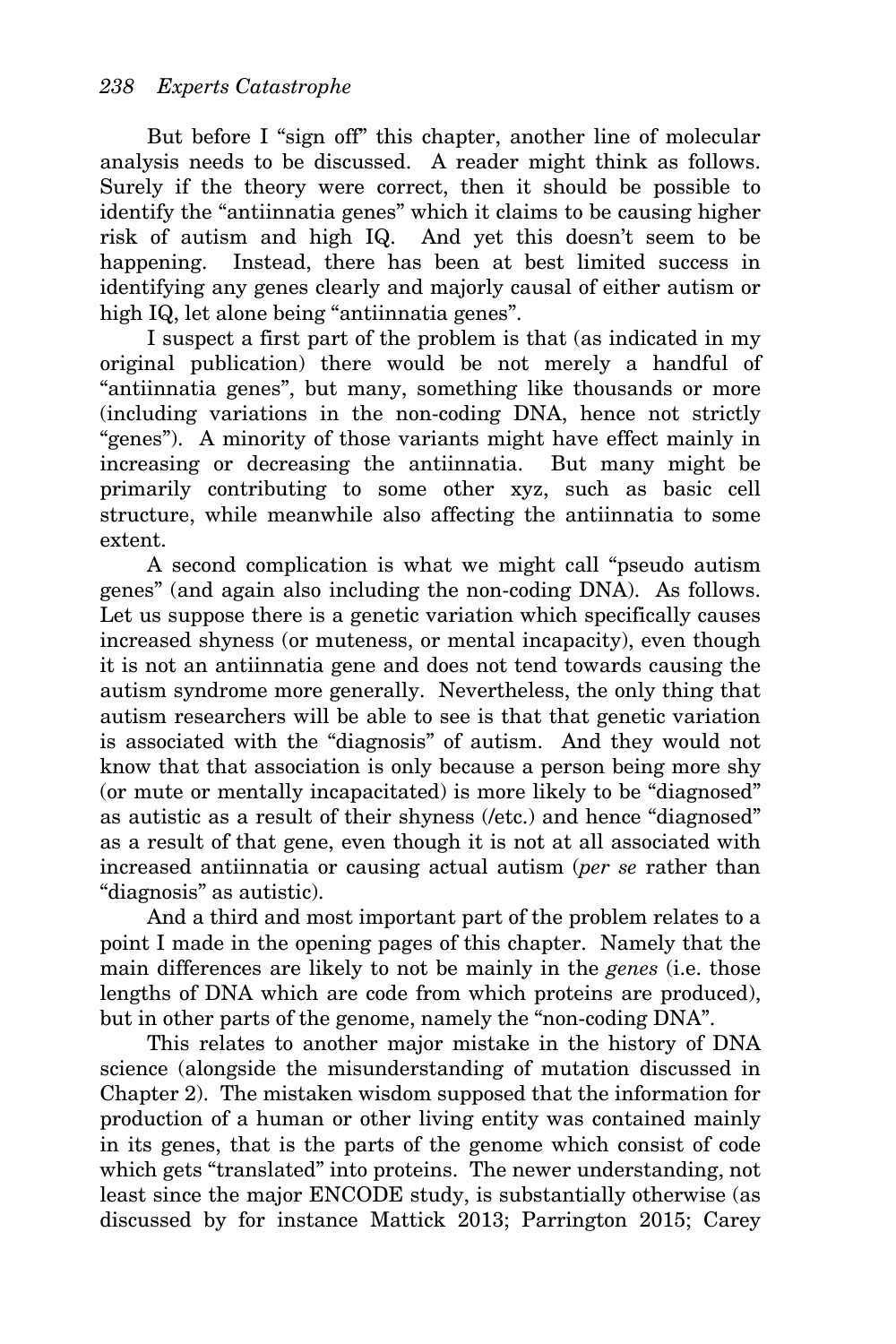But before I "sign off" this chapter, another line of molecular analysis needs to be discussed. A reader might think as follows. Surely if the theory were correct, then it should be possible to identify the "antiinnatia genes" which it claims to be causing higher risk of autism and high IQ. And yet this doesn't seem to be happening. Instead, there has been at best limited success in identifying any genes clearly and majorly causal of either autism or high IQ, let alone being "antiinnatia genes".

I suspect a first part of the problem is that (as indicated in my original publication) there would be not merely a handful of "antiinnatia genes", but many, something like thousands or more (including variations in the non-coding DNA, hence not strictly "genes"). A minority of those variants might have effect mainly in increasing or decreasing the antiinnatia. But many might be primarily contributing to some other xyz, such as basic cell structure, while meanwhile also affecting the antiinnatia to some extent.

A second complication is what we might call "pseudo autism genes" (and again also including the non-coding DNA). As follows. Let us suppose there is a genetic variation which specifically causes increased shyness (or muteness, or mental incapacity), even though it is not an antiinnatia gene and does not tend towards causing the autism syndrome more generally. Nevertheless, the only thing that autism researchers will be able to see is that that genetic variation is associated with the "diagnosis" of autism. And they would not know that that association is only because a person being more shy (or mute or mentally incapacitated) is more likely to be "diagnosed" as autistic as a result of their shyness (/etc.) and hence "diagnosed" as a result of that gene, even though it is not at all associated with increased antiinnatia or causing actual autism (*per se* rather than "diagnosis" as autistic).

And a third and most important part of the problem relates to a point I made in the opening pages of this chapter. Namely that the main differences are likely to not be mainly in the *genes* (i.e. those lengths of DNA which are code from which proteins are produced), but in other parts of the genome, namely the "non-coding DNA".

This relates to another major mistake in the history of DNA science (alongside the misunderstanding of mutation discussed in Chapter 2). The mistaken wisdom supposed that the information for production of a human or other living entity was contained mainly in its genes, that is the parts of the genome which consist of code which gets "translated" into proteins. The newer understanding, not least since the major ENCODE study, is substantially otherwise (as discussed by for instance Mattick 2013; Parrington 2015; Carey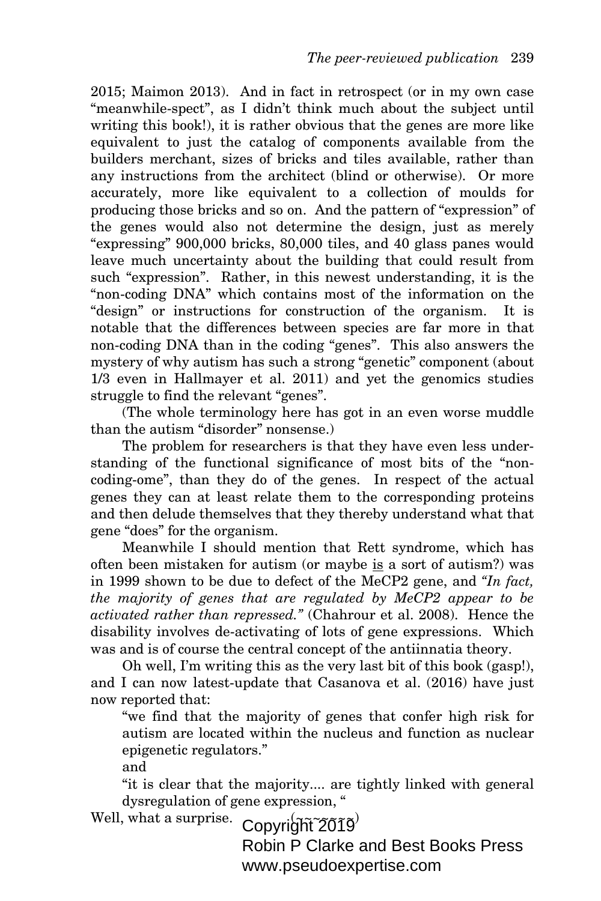2015; Maimon 2013). And in fact in retrospect (or in my own case "meanwhile-spect", as I didn't think much about the subject until writing this book!), it is rather obvious that the genes are more like equivalent to just the catalog of components available from the builders merchant, sizes of bricks and tiles available, rather than any instructions from the architect (blind or otherwise). Or more accurately, more like equivalent to a collection of moulds for producing those bricks and so on. And the pattern of "expression" of the genes would also not determine the design, just as merely "expressing" 900,000 bricks, 80,000 tiles, and 40 glass panes would leave much uncertainty about the building that could result from such "expression". Rather, in this newest understanding, it is the "non-coding DNA" which contains most of the information on the "design" or instructions for construction of the organism. It is notable that the differences between species are far more in that non-coding DNA than in the coding "genes". This also answers the mystery of why autism has such a strong "genetic" component (about 1/3 even in Hallmayer et al. 2011) and yet the genomics studies struggle to find the relevant "genes".

(The whole terminology here has got in an even worse muddle than the autism "disorder" nonsense.)

The problem for researchers is that they have even less understanding of the functional significance of most bits of the "non-coding-ome", than they do of the genes. In respect of the actual genes they can at least relate them to the corresponding proteins and then delude themselves that they thereby understand what that gene "does" for the organism.

Meanwhile I should mention that Rett syndrome, which has often been mistaken for autism (or maybe <u>is</u> a sort of autism?) was in 1999 shown to be due to defect of the MeCP2 gene, and *"In fact, the majority of genes that are regulated by MeCP2 appear to be activated rather than repressed."* (Chahrour et al. 2008). Hence the disability involves de-activating of lots of gene expressions. Which was and is of course the central concept of the antiinnatia theory.

Oh well, I'm writing this as the very last bit of this book (gasp!), and I can now latest-update that Casanova et al. (2016) have just now reported that:

> "we find that the majority of genes that confer high risk for autism are located within the nucleus and function as nuclear epigenetic regulators."
>
> and
>
> "it is clear that the majority.... are tightly linked with general dysregulation of gene expression, "

Well, what a surprise. (~~~~~~~)

Copyright 2019
Robin P Clarke and Best Books Press
www.pseudoexpertise.com